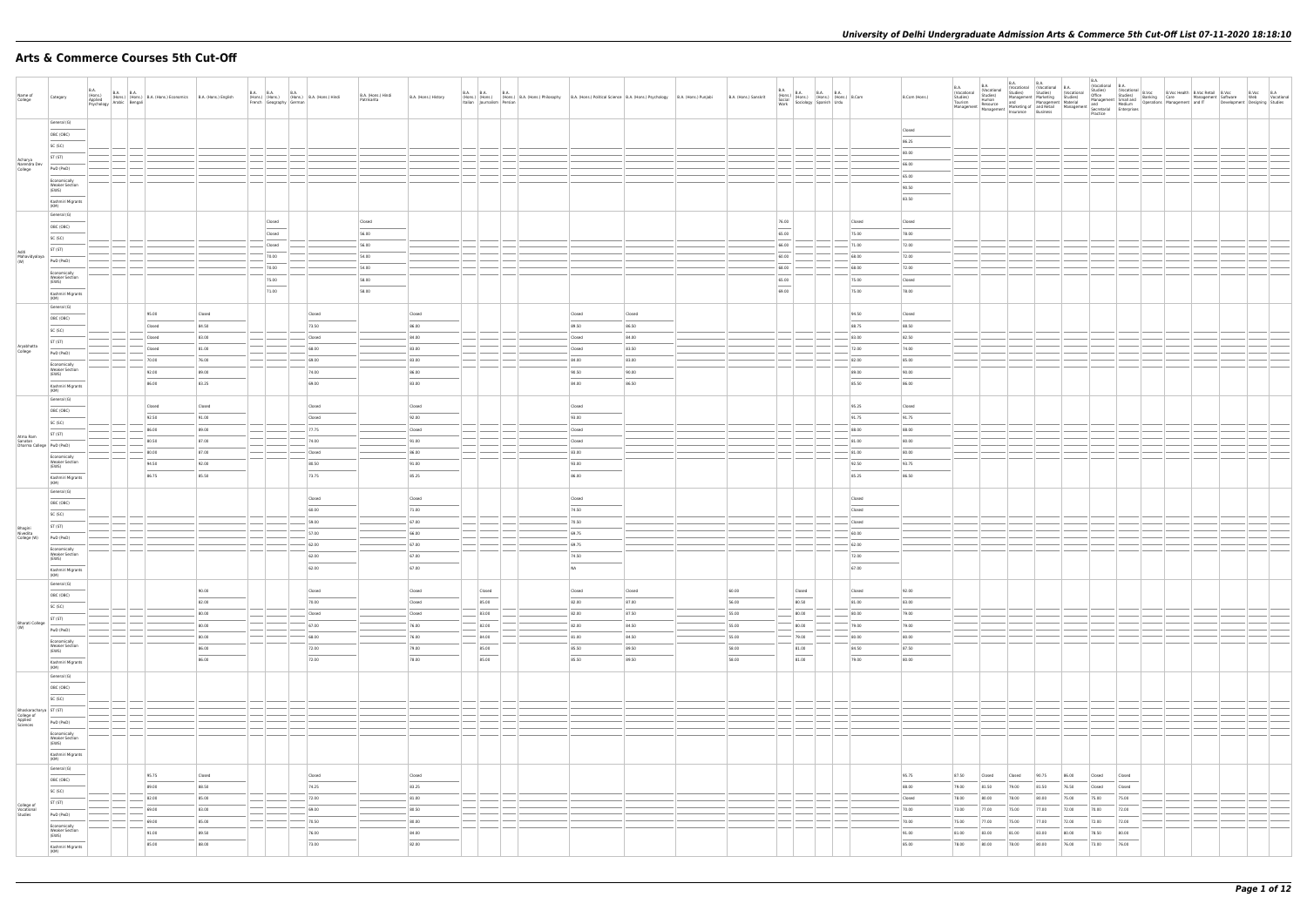# Arts & Commerce Courses 5th Cut-Off

| Name of College | Category | B.A. (Hons.) Applied Psychology | B.A. (Hons.) Arabic | B.A. (Hons.) Bengali | B.A. (Hons.) Economics | B.A. (Hons.) English | B.A. (Hons.) French | B.A. (Hons.) Geography | B.A. (Hons.) German | B.A. (Hons.) Hindi | B.A. (Hons.) Hindi Patrikarita | B.A. (Hons.) History | B.A. (Hons.) Italian | B.A. (Hons.) Journalism | B.A. (Hons.) Persian | B.A. (Hons.) Philosophy | B.A. (Hons.) Political Science | B.A. (Hons.) Psychology | B.A. (Hons.) Punjabi | B.A. (Hons.) Sanskrit | B.A. (Hons.) Social Work | B.A. (Hons.) Sociology | B.A. (Hons.) Spanish | B.A. (Hons.) Urdu | B.Com | B.Com (Hons.) | B.A. (Vocational Studies) Tourism Management | B.A. (Vocational Studies) Human Resource Management | B.A. (Vocational Studies) Management and Marketing of Insurance | B.A. (Vocational Studies) Marketing Management and Retail Business | B.A. (Vocational Studies) Material Management | B.A. (Vocational Studies) Office Management and Secretarial Practice | B.A. (Vocational Studies) Small and Medium Enterprises | B.Voc Banking Operations | B.Voc Health Care Management | B.Voc Retail Management and IT | B.Voc Software Development | B.Voc Web Designing | B.A Vocational Studies |
|---|---|---|---|---|---|---|---|---|---|---|---|---|---|---|---|---|---|---|---|---|---|---|---|---|---|---|---|---|---|---|---|---|---|---|---|---|---|---|---|
| Acharya Narendra Dev College | General (G) | | | | | | | | | | | | | | | | | | | | | | | | | Closed | | | | | | | | | | | | | |
| | OBC (OBC) | | | | | | | | | | | | | | | | | | | | | | | | | 86.25 | | | | | | | | | | | | | |
| | SC (SC) | | | | | | | | | | | | | | | | | | | | | | | | | 80.00 | | | | | | | | | | | | | |
| | ST (ST) | | | | | | | | | | | | | | | | | | | | | | | | | 66.00 | | | | | | | | | | | | | |
| | PwD (PwD) | | | | | | | | | | | | | | | | | | | | | | | | | 65.00 | | | | | | | | | | | | | |
| | Economically Weaker Section (EWS) | | | | | | | | | | | | | | | | | | | | | | | | | 90.50 | | | | | | | | | | | | | |
| | Kashmiri Migrants (KM) | | | | | | | | | | | | | | | | | | | | | | | | | 83.50 | | | | | | | | | | | | | |
| Aditi Mahavidyalaya (W) | General (G) | | | | | | Closed | | | | Closed | | | | | | | | | | 76.00 | | | | Closed | Closed | | | | | | | | | | | | | |
| | OBC (OBC) | | | | | | Closed | | | | 56.00 | | | | | | | | | | 65.00 | | | | 75.00 | 78.00 | | | | | | | | | | | | | |
| | SC (SC) | | | | | | Closed | | | | 56.00 | | | | | | | | | | 66.00 | | | | 71.00 | 72.00 | | | | | | | | | | | | | |
| | ST (ST) | | | | | | 70.00 | | | | 54.00 | | | | | | | | | | 60.00 | | | | 68.50 | 72.00 | | | | | | | | | | | | | |
| | PwD (PwD) | | | | | | 70.00 | | | | 54.00 | | | | | | | | | | 58.00 | | | | 58.00 | 72.00 | | | | | | | | | | | | | |
| | Economically Weaker Section (EWS) | | | | | | 75.00 | | | | 58.00 | | | | | | | | | | 65.00 | | | | 75.00 | Closed | | | | | | | | | | | | | |
| | Kashmiri Migrants (KM) | | | | | | 73.00 | | | | 58.00 | | | | | | | | | | 69.00 | | | | 75.00 | 78.00 | | | | | | | | | | | | | |
| Aryabhatta College | General (G) | | | | 95.00 | Closed | | | | Closed | | Closed | | | | | Closed | Closed | | | | | | | 94.50 | Closed | | | | | | | | | | | | | |
| | OBC (OBC) | | | | Closed | 84.50 | | | | 73.50 | | 86.00 | | | | | 89.50 | 86.50 | | | | | | | 88.75 | 88.50 | | | | | | | | | | | | | |
| | SC (SC) | | | | Closed | 83.00 | | | | Closed | | 84.00 | | | | | Closed | 84.00 | | | | | | | 83.00 | 82.50 | | | | | | | | | | | | | |
| | ST (ST) | | | | Closed | 81.00 | | | | 68.00 | | 83.00 | | | | | Closed | 83.50 | | | | | | | 72.00 | 74.00 | | | | | | | | | | | | | |
| | PwD (PwD) | | | | 70.00 | 76.00 | | | | 69.00 | | 83.00 | | | | | 84.00 | 83.00 | | | | | | | 82.00 | 85.00 | | | | | | | | | | | | | |
| | Economically Weaker Section (EWS) | | | | 92.00 | 89.00 | | | | 74.00 | | 86.00 | | | | | 90.50 | 90.00 | | | | | | | 89.00 | 90.00 | | | | | | | | | | | | | |
| | Kashmiri Migrants (KM) | | | | 86.00 | 83.25 | | | | 69.00 | | 83.00 | | | | | 84.00 | 86.50 | | | | | | | 85.50 | 86.00 | | | | | | | | | | | | | |
| Atma Ram Sanatan Dharma College | General (G) | | | | Closed | Closed | | | | Closed | | Closed | | | | | Closed | | | | | | | | 95.25 | Closed | | | | | | | | | | | | | |
| | OBC (OBC) | | | | 92.50 | 91.00 | | | | Closed | | 92.00 | | | | | 93.00 | | | | | | | | 91.75 | 91.75 | | | | | | | | | | | | | |
| | SC (SC) | | | | 86.00 | 89.00 | | | | 77.75 | | Closed | | | | | Closed | | | | | | | | 88.00 | 88.00 | | | | | | | | | | | | | |
| | ST (ST) | | | | 80.50 | 87.00 | | | | 74.00 | | 91.00 | | | | | Closed | | | | | | | | 81.00 | 80.00 | | | | | | | | | | | | | |
| | PwD (PwD) | | | | 80.00 | 87.00 | | | | Closed | | 86.00 | | | | | 83.00 | | | | | | | | 81.00 | 80.00 | | | | | | | | | | | | | |
| | Economically Weaker Section (EWS) | | | | 94.50 | 92.00 | | | | 80.50 | | 91.00 | | | | | 93.00 | | | | | | | | 92.50 | 93.75 | | | | | | | | | | | | | |
| | Kashmiri Migrants (KM) | | | | 86.75 | 85.50 | | | | 73.75 | | 85.25 | | | | | 86.00 | | | | | | | | 85.25 | 86.50 | | | | | | | | | | | | | |
| Bhagini Nivedita College (W) | General (G) | | | | | | | | | Closed | | Closed | | | | | Closed | | | | | | | | Closed | | | | | | | | | | | | | | |
| | OBC (OBC) | | | | | | | | | 60.00 | | 71.00 | | | | | 74.50 | | | | | | | | Closed | | | | | | | | | | | | | | |
| | SC (SC) | | | | | | | | | 59.00 | | 67.00 | | | | | 70.50 | | | | | | | | Closed | | | | | | | | | | | | | | |
| | ST (ST) | | | | | | | | | 57.00 | | 66.00 | | | | | 69.75 | | | | | | | | 60.00 | | | | | | | | | | | | | | |
| | PwD (PwD) | | | | | | | | | 62.00 | | 67.00 | | | | | 69.75 | | | | | | | | 62.00 | | | | | | | | | | | | | | |
| | Economically Weaker Section (EWS) | | | | | | | | | 62.00 | | 67.00 | | | | | 74.50 | | | | | | | | 72.00 | | | | | | | | | | | | | | |
| | Kashmiri Migrants (KM) | | | | | | | | | 62.00 | | 67.00 | | | | | NA | | | | | | | | 67.00 | | | | | | | | | | | | | | |
| Bharati College (W) | General (G) | | | | | 90.00 | | | | Closed | | Closed | | Closed | | | Closed | Closed | | 60.00 | | Closed | | | Closed | 92.00 | | | | | | | | | | | | | |
| | OBC (OBC) | | | | | 82.00 | | | | 70.00 | | Closed | | 85.00 | | | 82.00 | 87.00 | | 56.00 | | 80.50 | | | 81.00 | 83.00 | | | | | | | | | | | | | |
| | SC (SC) | | | | | 80.00 | | | | Closed | | Closed | | 83.00 | | | 82.00 | 87.50 | | 55.00 | | 80.00 | | | 80.00 | 79.00 | | | | | | | | | | | | | |
| | ST (ST) | | | | | 80.00 | | | | 67.00 | | 76.00 | | 82.00 | | | 82.00 | 84.50 | | 55.00 | | 80.00 | | | 79.00 | 79.00 | | | | | | | | | | | | | |
| | PwD (PwD) | | | | | 80.00 | | | | 68.00 | | 76.00 | | 84.00 | | | 81.00 | 84.50 | | 55.00 | | 79.00 | | | 80.00 | 80.00 | | | | | | | | | | | | | |
| | Economically Weaker Section (EWS) | | | | | 86.00 | | | | 72.00 | | 79.00 | | 85.00 | | | 85.50 | 89.50 | | 58.00 | | 81.00 | | | 84.50 | 87.50 | | | | | | | | | | | | | |
| | Kashmiri Migrants (KM) | | | | | 86.00 | | | | 72.00 | | 78.00 | | 85.00 | | | 85.50 | 89.50 | | 58.00 | | 81.00 | | | 79.00 | 80.00 | | | | | | | | | | | | | |
| Bhaskaracharya College of Applied Sciences | General (G) | | | | | | | | | | | | | | | | | | | | | | | | | | | | | | | | | | | | | | |
| | OBC (OBC) | | | | | | | | | | | | | | | | | | | | | | | | | | | | | | | | | | | | | | |
| | SC (SC) | | | | | | | | | | | | | | | | | | | | | | | | | | | | | | | | | | | | | | |
| | ST (ST) | | | | | | | | | | | | | | | | | | | | | | | | | | | | | | | | | | | | | | |
| | PwD (PwD) | | | | | | | | | | | | | | | | | | | | | | | | | | | | | | | | | | | | | | |
| | Economically Weaker Section (EWS) | | | | | | | | | | | | | | | | | | | | | | | | | | | | | | | | | | | | | | |
| | Kashmiri Migrants (KM) | | | | | | | | | | | | | | | | | | | | | | | | | | | | | | | | | | | | | | |
| College of Vocational Studies | General (G) | | | | 95.75 | Closed | | | | Closed | | Closed | | | | | | | | | | | | | | 95.75 | 97.50 | Closed | Closed | 90.75 | 86.00 | Closed | Closed | | | | | | |
| | OBC (OBC) | | | | 89.00 | 88.50 | | | | 74.25 | | 83.25 | | | | | | | | | | | | | | 88.00 | 79.00 | 81.50 | 79.00 | 81.50 | 76.50 | Closed | Closed | | | | | | |
| | SC (SC) | | | | 82.00 | 85.00 | | | | 72.00 | | 81.00 | | | | | | | | | | | | | | Closed | 78.00 | 80.00 | 78.00 | 80.00 | 75.00 | 75.00 | 75.00 | | | | | | |
| | ST (ST) | | | | 69.00 | 83.00 | | | | 69.00 | | 80.50 | | | | | | | | | | | | | | 73.00 | 73.00 | 77.00 | 75.00 | 77.00 | 72.00 | 70.00 | 72.00 | | | | | | |
| | PwD (PwD) | | | | 69.00 | 85.00 | | | | 70.50 | | 80.00 | | | | | | | | | | | | | | 73.00 | 75.00 | 77.00 | 75.00 | 77.00 | 72.00 | 72.00 | 72.00 | | | | | | |
| | Economically Weaker Section (EWS) | | | | 91.00 | 89.50 | | | | 76.00 | | 84.00 | | | | | | | | | | | | | | 91.00 | 83.00 | 83.00 | 81.00 | 83.00 | 80.00 | 78.50 | 80.00 | | | | | | |
| | Kashmiri Migrants (KM) | | | | 85.00 | 88.00 | | | | 73.00 | | 82.00 | | | | | | | | | | | | | | 85.00 | 78.00 | 80.00 | 78.00 | 80.00 | 76.00 | 73.00 | 76.00 | | | | | | |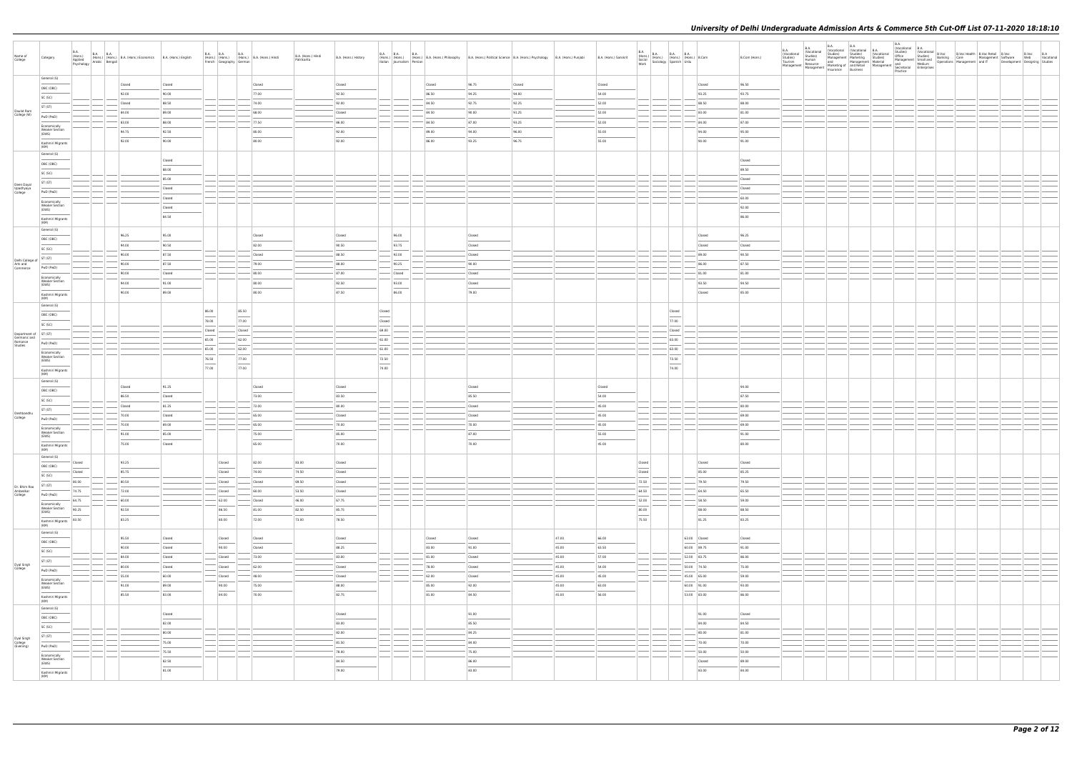# University of Delhi Undergraduate Admission Arts & Commerce 5th Cut-Off List 07-11-2020 18:18:10

| Name of College | Category | B.A. (Hons.) Applied Psychology | B.A. (Hons.) Arabic | B.A. (Hons.) Bengali | B.A. (Hons.) Economics | B.A. (Hons.) English | B.A. (Hons.) French | B.A. (Hons.) Geography | B.A. (Hons.) German | B.A. (Hons.) Hindi | B.A. (Hons.) Hindi Patrikarita | B.A. (Hons.) History | B.A. (Hons.) Italian | B.A. (Hons.) Journalism | B.A. (Hons.) Persian | B.A. (Hons.) Philosophy | B.A. (Hons.) Political Science | B.A. (Hons.) Psychology | B.A. (Hons.) Punjabi | B.A. (Hons.) Sanskrit | B.A. (Hons.) Social Work | B.A. (Hons.) Sociology | B.A. (Hons.) Spanish | B.A. (Hons.) Urdu | B.Com | B.Com (Hons.) | B.A. (Vocational Studies) Tourism Management | B.A. (Vocational Studies) Human Resource Management | B.A. (Vocational Studies) Management and Marketing of Insurance | B.A. (Vocational Studies) Marketing Management and Retail Business | B.A. (Vocational Studies) Material Management | B.A. (Vocational Studies) Office Management and Secretarial Practice | B.A. (Vocational Studies) Small and Medium Enterprises | B.Voc Banking Operations | B.Voc Health Care Management | B.Voc Retail Management and IT | B.Voc Software Development | B.Voc Web Designing | B.A Vocational Studies |
|---|---|---|---|---|---|---|---|---|---|---|---|---|---|---|---|---|---|---|---|---|---|---|---|---|---|---|---|---|---|---|---|---|---|---|---|---|---|---|---|
| Daulat Ram College (W) | General (G) | | | | Closed | Closed | | | | Closed | | Closed | | | | Closed | 96.75 | Closed | | Closed | | | | | Closed | 96.50 | | | | | | | | | | | | | |
| | OBC (OBC) | | | | 92.00 | 90.00 | | | | 77.00 | | 92.50 | | | | 86.50 | 94.25 | 94.00 | | 54.00 | | | | | 93.25 | 93.75 | | | | | | | | | | | | | |
| | SC (SC) | | | | Closed | 88.50 | | | | 74.00 | | 92.00 | | | | 84.50 | 92.75 | 92.25 | | 52.00 | | | | | 88.50 | 88.00 | | | | | | | | | | | | | |
| | ST (ST) | | | | 84.00 | 89.00 | | | | 68.00 | | Closed | | | | 84.50 | 90.00 | 91.25 | | 52.00 | | | | | 83.00 | 85.00 | | | | | | | | | | | | | |
| | PwD (PwD) | | | | 83.00 | 88.00 | | | | 77.50 | | 86.00 | | | | 84.50 | 87.00 | 93.25 | | 52.00 | | | | | 84.00 | 87.00 | | | | | | | | | | | | | |
| | Economically Weaker Section (EWS) | | | | 94.75 | 92.50 | | | | 88.00 | | 92.00 | | | | 89.00 | 94.00 | 96.00 | | 55.00 | | | | | 94.00 | 95.00 | | | | | | | | | | | | | |
| | Kashmiri Migrants (KM) | | | | 92.00 | 90.00 | | | | 88.00 | | 92.00 | | | | 86.00 | 93.25 | 96.75 | | 55.00 | | | | | 90.00 | 95.00 | | | | | | | | | | | | | |
| Deen Dayal Upadhyaya College | General (G) | | | | | Closed | | | | | | | | | | | | | | | | | | | | Closed | | | | | | | | | | | | | |
| | OBC (OBC) | | | | | 88.00 | | | | | | | | | | | | | | | | | | | | 89.50 | | | | | | | | | | | | | |
| | SC (SC) | | | | | 85.00 | | | | | | | | | | | | | | | | | | | | Closed | | | | | | | | | | | | | |
| | ST (ST) | | | | | Closed | | | | | | | | | | | | | | | | | | | | Closed | | | | | | | | | | | | | |
| | PwD (PwD) | | | | | Closed | | | | | | | | | | | | | | | | | | | | 60.00 | | | | | | | | | | | | | |
| | Economically Weaker Section (EWS) | | | | | Closed | | | | | | | | | | | | | | | | | | | | 92.00 | | | | | | | | | | | | | |
| | Kashmiri Migrants (KM) | | | | | 84.50 | | | | | | | | | | | | | | | | | | | | 86.00 | | | | | | | | | | | | | |
| Delhi College of Arts and Commerce | General (G) | | | | 96.25 | 95.00 | | | | Closed | | Closed | | 96.00 | | | Closed | | | | | | | | Closed | 96.25 | | | | | | | | | | | | | |
| | OBC (OBC) | | | | 94.00 | 90.50 | | | | 82.00 | | 90.50 | | 93.75 | | | Closed | | | | | | | | Closed | Closed | | | | | | | | | | | | | |
| | SC (SC) | | | | 90.00 | 87.50 | | | | Closed | | 88.50 | | 92.00 | | | Closed | | | | | | | | 89.00 | 90.50 | | | | | | | | | | | | | |
| | ST (ST) | | | | 90.00 | 87.50 | | | | 79.00 | | 88.00 | | 90.25 | | | 90.00 | | | | | | | | 86.00 | 87.50 | | | | | | | | | | | | | |
| | PwD (PwD) | | | | 90.00 | Closed | | | | 80.00 | | 87.00 | | Closed | | | Closed | | | | | | | | 81.00 | 81.00 | | | | | | | | | | | | | |
| | Economically Weaker Section (EWS) | | | | 94.00 | 91.00 | | | | 80.00 | | 92.50 | | 93.00 | | | Closed | | | | | | | | 93.50 | 94.50 | | | | | | | | | | | | | |
| | Kashmiri Migrants (KM) | | | | 90.00 | 89.00 | | | | 80.00 | | 87.50 | | 86.00 | | | 79.00 | | | | | | | | Closed | 85.00 | | | | | | | | | | | | | |
| Department of Germanic and Romance Studies | General (G) | | | | | | 86.00 | | 85.50 | | | | Closed | | | | | | | | | | Closed | | | | | | | | | | | | | | | | |
| | OBC (OBC) | | | | | | 78.00 | | 77.00 | | | | Closed | | | | | | | | | | 77.00 | | | | | | | | | | | | | | | | |
| | SC (SC) | | | | | | Closed | | Closed | | | | 68.00 | | | | | | | | | | Closed | | | | | | | | | | | | | | | | |
| | ST (ST) | | | | | | 65.00 | | 62.00 | | | | 61.00 | | | | | | | | | | 63.00 | | | | | | | | | | | | | | | | |
| | PwD (PwD) | | | | | | 65.00 | | 62.00 | | | | 61.00 | | | | | | | | | | 63.00 | | | | | | | | | | | | | | | | |
| | Economically Weaker Section (EWS) | | | | | | 76.50 | | 77.00 | | | | 72.50 | | | | | | | | | | 73.50 | | | | | | | | | | | | | | | | |
| | Kashmiri Migrants (KM) | | | | | | 77.00 | | 77.00 | | | | 74.00 | | | | | | | | | | 74.00 | | | | | | | | | | | | | | | | |
| Deshbandhu College | General (G) | | | | Closed | 91.25 | | | | Closed | | Closed | | | | | Closed | | | Closed | | | | | | 94.00 | | | | | | | | | | | | | |
| | OBC (OBC) | | | | 86.50 | Closed | | | | 73.00 | | 83.50 | | | | | 85.50 | | | 54.00 | | | | | | 87.50 | | | | | | | | | | | | | |
| | SC (SC) | | | | Closed | 81.25 | | | | 72.00 | | 80.00 | | | | | Closed | | | 45.00 | | | | | | 80.00 | | | | | | | | | | | | | |
| | ST (ST) | | | | 70.00 | Closed | | | | 65.00 | | Closed | | | | | Closed | | | 45.00 | | | | | | 69.00 | | | | | | | | | | | | | |
| | PwD (PwD) | | | | 70.00 | 69.00 | | | | 65.00 | | 70.00 | | | | | 70.00 | | | 45.00 | | | | | | 69.00 | | | | | | | | | | | | | |
| | Economically Weaker Section (EWS) | | | | 91.00 | 85.00 | | | | 75.00 | | 85.00 | | | | | 87.00 | | | 55.00 | | | | | | 91.00 | | | | | | | | | | | | | |
| | Kashmiri Migrants (KM) | | | | 75.00 | Closed | | | | 65.00 | | 70.00 | | | | | 70.00 | | | 45.00 | | | | | | 80.00 | | | | | | | | | | | | | |
| Dr. Bhim Rao Ambedkar College | General (G) | Closed | | | 93.25 | | | Closed | | 82.00 | 83.00 | Closed | | | | | | | | | Closed | | | | Closed | Closed | | | | | | | | | | | | | |
| | OBC (OBC) | Closed | | | 85.75 | | | Closed | | 74.00 | 74.50 | Closed | | | | | | | | | Closed | | | | 85.00 | 85.25 | | | | | | | | | | | | | |
| | SC (SC) | 80.00 | | | 80.50 | | | Closed | | Closed | 69.50 | Closed | | | | | | | | | 72.50 | | | | 79.50 | 79.50 | | | | | | | | | | | | | |
| | ST (ST) | 74.75 | | | 72.00 | | | Closed | | 60.00 | 53.50 | Closed | | | | | | | | | 64.50 | | | | 64.50 | 65.50 | | | | | | | | | | | | | |
| | PwD (PwD) | 64.75 | | | 60.00 | | | 52.00 | | Closed | 46.00 | 67.75 | | | | | | | | | 52.00 | | | | 58.50 | 59.00 | | | | | | | | | | | | | |
| | Economically Weaker Section (EWS) | 90.25 | | | 92.50 | | | 86.50 | | 81.00 | 82.50 | 85.75 | | | | | | | | | 80.00 | | | | 88.00 | 88.50 | | | | | | | | | | | | | |
| | Kashmiri Migrants (KM) | 83.50 | | | 83.25 | | | 80.00 | | 72.00 | 73.00 | 78.50 | | | | | | | | | 75.50 | | | | 81.25 | 83.25 | | | | | | | | | | | | | |
| Dyal Singh College | General (G) | | | | 95.50 | Closed | | Closed | | Closed | | Closed | | | | Closed | Closed | | 47.00 | 66.00 | | | | 63.00 | Closed | Closed | | | | | | | | | | | | | |
| | OBC (OBC) | | | | 90.00 | Closed | | 90.00 | | Closed | | 88.25 | | | | 83.00 | 91.00 | | 45.00 | 63.50 | | | | 60.00 | 89.75 | 91.00 | | | | | | | | | | | | | |
| | SC (SC) | | | | 84.00 | Closed | | Closed | | 73.00 | | 83.00 | | | | 81.00 | Closed | | 45.00 | 57.00 | | | | 52.00 | 83.75 | 86.00 | | | | | | | | | | | | | |
| | ST (ST) | | | | 80.00 | Closed | | Closed | | 62.00 | | Closed | | | | 78.00 | Closed | | 45.00 | 54.00 | | | | 50.00 | 74.50 | 75.00 | | | | | | | | | | | | | |
| | PwD (PwD) | | | | 55.00 | 60.00 | | Closed | | 98.00 | | Closed | | | | 62.00 | Closed | | 45.00 | 45.00 | | | | 45.00 | 65.00 | 59.00 | | | | | | | | | | | | | |
| | Economically Weaker Section (EWS) | | | | 91.00 | 89.00 | | 90.00 | | 75.00 | | 88.00 | | | | 85.00 | 92.00 | | 45.00 | 63.00 | | | | 60.00 | 91.00 | 93.00 | | | | | | | | | | | | | |
| | Kashmiri Migrants (KM) | | | | 85.50 | 83.00 | | 84.00 | | 70.00 | | 82.75 | | | | 81.00 | 84.50 | | 45.00 | 56.00 | | | | 53.00 | 83.00 | 86.00 | | | | | | | | | | | | | |
| Dyal Singh College (Evening) | General (G) | | | | | Closed | | | | | | Closed | | | | | 91.00 | | | | | | | | 91.00 | Closed | | | | | | | | | | | | | |
| | OBC (OBC) | | | | | 82.00 | | | | | | 83.00 | | | | | 85.50 | | | | | | | | 84.00 | 84.50 | | | | | | | | | | | | | |
| | SC (SC) | | | | | 80.00 | | | | | | 82.00 | | | | | 84.25 | | | | | | | | 80.00 | 81.00 | | | | | | | | | | | | | |
| | ST (ST) | | | | | 75.00 | | | | | | 81.50 | | | | | 84.00 | | | | | | | | 70.00 | 70.00 | | | | | | | | | | | | | |
| | PwD (PwD) | | | | | 75.50 | | | | | | 78.00 | | | | | 75.00 | | | | | | | | 50.00 | 50.00 | | | | | | | | | | | | | |
| | Economically Weaker Section (EWS) | | | | | 82.50 | | | | | | 84.50 | | | | | 86.00 | | | | | | | | Closed | 89.00 | | | | | | | | | | | | | |
| | Kashmiri Migrants (KM) | | | | | 81.00 | | | | | | 79.00 | | | | | 83.00 | | | | | | | | 83.00 | 84.00 | | | | | | | | | | | | | |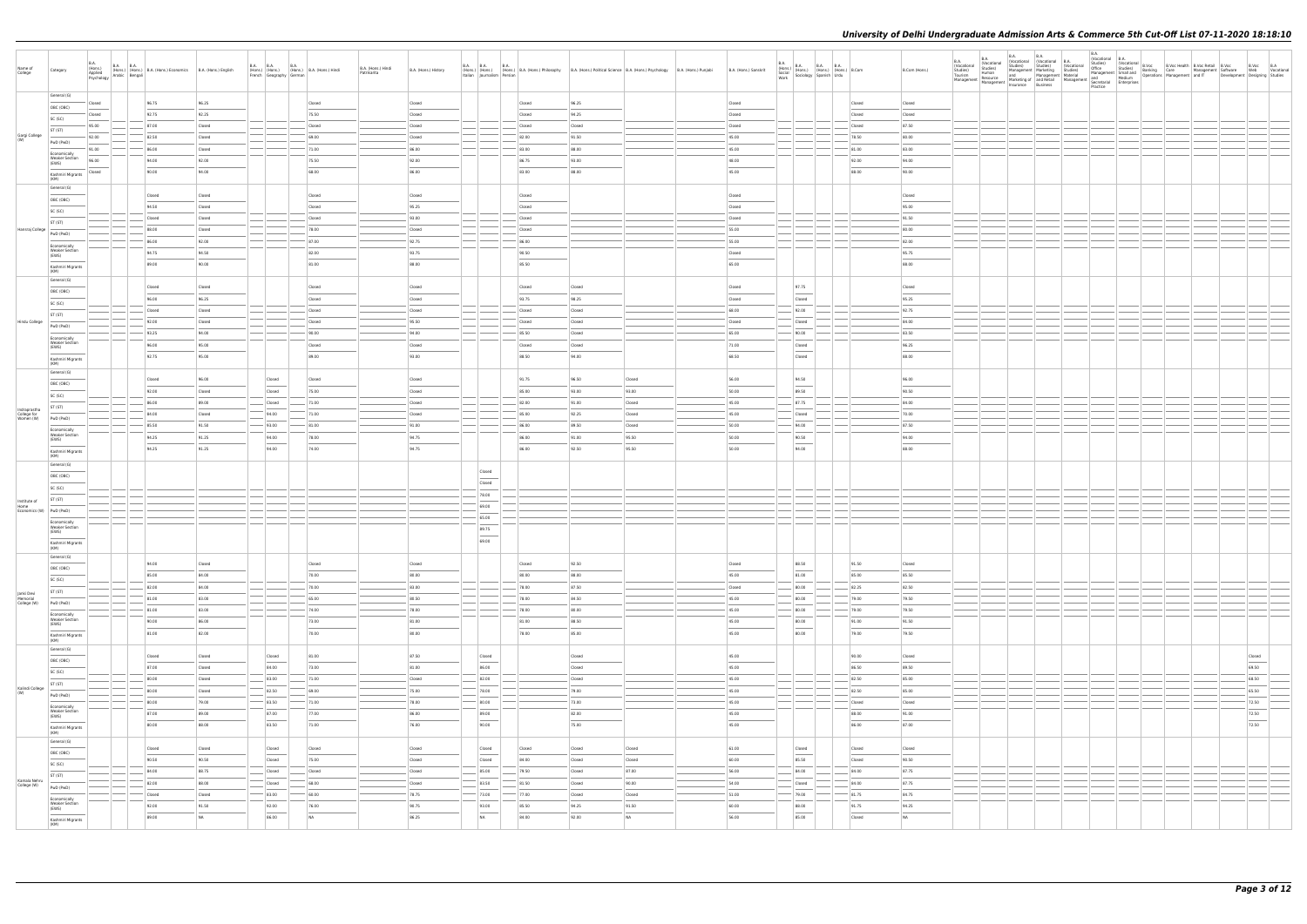# University of Delhi Undergraduate Admission Arts & Commerce 5th Cut-Off List 07-11-2020 18:18:10

| Name of College | Category | B.A. (Hons.) Applied Psychology | B.A. (Hons.) Arabic | B.A. (Hons.) Bengali | B.A. (Hons.) Economics | B.A. (Hons.) English | B.A. (Hons.) French | B.A. (Hons.) Geography | B.A. (Hons.) German | B.A. (Hons.) Hindi | B.A. (Hons.) Hindi Patrakarita | B.A. (Hons.) History | B.A. (Hons.) Italian | B.A. (Hons.) Journalism | B.A. (Hons.) Persian | B.A. (Hons.) Philosophy | B.A. (Hons.) Political Science | B.A. (Hons.) Psychology | B.A. (Hons.) Punjabi | B.A. (Hons.) Sanskrit | B.A. (Hons.) Social Work | B.A. (Hons.) Sociology | B.A. (Hons.) Spanish | B.A. (Hons.) Urdu | B.Com | B.Com (Hons.) | B.A. (Vocational Studies) Tourism Management | B.A. (Vocational Studies) Human Resource Management | B.A. (Vocational Studies) Management and Marketing of Insurance | B.A. (Vocational Studies) Marketing Management and Retail Business | B.A. (Vocational Studies) Material Management | B.A. (Vocational Studies) Office Management and Secretarial Practice | B.A. (Vocational Studies) Small and Medium Enterprises | B.Voc Banking Operations | B.Voc Health Care Management | B.Voc Retail Management and IT | B.Voc Software Development | B.Voc Web Designing | B.A Vocational Studies |
|---|---|---|---|---|---|---|---|---|---|---|---|---|---|---|---|---|---|---|---|---|---|---|---|---|---|---|---|---|---|---|---|---|---|---|---|---|---|---|---|
| Gargi College (W) | General (G) | Closed | | | 96.75 | 96.25 | | | | Closed | | Closed | | | | Closed | 96.25 | | | Closed | | | | | Closed | Closed | | | | | | | | | | | | | |
| | OBC (OBC) | Closed | | | 92.75 | 92.25 | | | | 75.50 | | Closed | | | | Closed | 94.25 | | | Closed | | | | | Closed | Closed | | | | | | | | | | | | | |
| | SC (SC) | 95.00 | | | 87.00 | Closed | | | | Closed | | Closed | | | | Closed | Closed | | | Closed | | | | | Closed | 87.50 | | | | | | | | | | | | | |
| | ST (ST) | 92.00 | | | 82.50 | Closed | | | | 69.00 | | Closed | | | | 82.00 | 91.50 | | | 45.00 | | | | | 78.50 | 80.00 | | | | | | | | | | | | | |
| | PwD (PwD) | 91.00 | | | 86.00 | Closed | | | | 71.00 | | 86.00 | | | | 83.00 | 88.00 | | | 45.00 | | | | | 81.00 | 83.00 | | | | | | | | | | | | | |
| | Economically Weaker Section (EWS) | 96.00 | | | 94.00 | 92.00 | | | | 75.50 | | 92.00 | | | | 86.75 | 93.00 | | | 48.00 | | | | | 92.00 | 94.00 | | | | | | | | | | | | | |
| | Kashmiri Migrants (KM) | Closed | | | 90.00 | 94.00 | | | | 68.00 | | 86.00 | | | | 83.00 | 88.00 | | | 45.00 | | | | | 88.00 | 90.00 | | | | | | | | | | | | | |
| Hansraj College | General (G) | | | | Closed | Closed | | | | Closed | | Closed | | | | Closed | | | | Closed | | | | | | Closed | | | | | | | | | | | | | |
| | OBC (OBC) | | | | 94.50 | Closed | | | | Closed | | 95.25 | | | | Closed | | | | Closed | | | | | | 95.00 | | | | | | | | | | | | | |
| | SC (SC) | | | | Closed | Closed | | | | Closed | | 93.00 | | | | Closed | | | | Closed | | | | | | 91.50 | | | | | | | | | | | | | |
| | ST (ST) | | | | 89.00 | Closed | | | | 78.00 | | Closed | | | | Closed | | | | 55.00 | | | | | | 80.00 | | | | | | | | | | | | | |
| | PwD (PwD) | | | | 86.00 | 92.00 | | | | 87.00 | | 92.75 | | | | 86.00 | | | | 55.00 | | | | | | 82.00 | | | | | | | | | | | | | |
| | Economically Weaker Section (EWS) | | | | 94.75 | 94.50 | | | | 82.00 | | 93.75 | | | | 90.50 | | | | Closed | | | | | | 95.75 | | | | | | | | | | | | | |
| | Kashmiri Migrants (KM) | | | | 89.00 | 90.00 | | | | 81.00 | | 88.00 | | | | 85.50 | | | | 65.00 | | | | | | 88.00 | | | | | | | | | | | | | |
| Hindu College | General (G) | | | | Closed | Closed | | | | Closed | | Closed | | | | Closed | Closed | | | Closed | | 97.75 | | | | Closed | | | | | | | | | | | | | |
| | OBC (OBC) | | | | 96.00 | 96.25 | | | | Closed | | Closed | | | | 93.75 | 98.25 | | | Closed | | Closed | | | | 95.25 | | | | | | | | | | | | | |
| | SC (SC) | | | | Closed | Closed | | | | Closed | | Closed | | | | Closed | Closed | | | 88.00 | | 92.00 | | | | 92.75 | | | | | | | | | | | | | |
| | ST (ST) | | | | 92.00 | Closed | | | | Closed | | 95.50 | | | | Closed | Closed | | | Closed | | Closed | | | | 84.00 | | | | | | | | | | | | | |
| | PwD (PwD) | | | | 93.25 | 94.00 | | | | 90.00 | | 94.00 | | | | 85.50 | Closed | | | 85.00 | | 90.00 | | | | 83.50 | | | | | | | | | | | | | |
| | Economically Weaker Section (EWS) | | | | 96.00 | 95.00 | | | | Closed | | Closed | | | | Closed | Closed | | | 71.00 | | Closed | | | | 96.25 | | | | | | | | | | | | | |
| | Kashmiri Migrants (KM) | | | | 92.75 | 95.00 | | | | 89.00 | | 93.00 | | | | 88.50 | 94.00 | | | 68.50 | | Closed | | | | 88.00 | | | | | | | | | | | | | |
| Indraprastha College for Women (W) | General (G) | | | | Closed | 96.00 | Closed | | | Closed | | Closed | | | | 91.75 | 96.50 | Closed | | 56.00 | | 94.50 | | | | 96.00 | | | | | | | | | | | | | |
| | OBC (OBC) | | | | 92.00 | Closed | Closed | | | 75.00 | | Closed | | | | 85.00 | 93.00 | 93.00 | | 50.00 | | 89.50 | | | | 93.50 | | | | | | | | | | | | | |
| | SC (SC) | | | | 86.00 | 89.00 | Closed | | | 73.00 | | Closed | | | | 82.00 | 91.00 | Closed | | 45.00 | | 87.75 | | | | 84.00 | | | | | | | | | | | | | |
| | ST (ST) | | | | 84.00 | Closed | 94.00 | | | 73.00 | | Closed | | | | 85.00 | 92.25 | Closed | | 45.00 | | Closed | | | | 70.00 | | | | | | | | | | | | | |
| | PwD (PwD) | | | | 85.50 | 91.50 | 93.00 | | | 81.00 | | 91.00 | | | | 86.00 | 89.50 | Closed | | 50.00 | | 94.00 | | | | 87.50 | | | | | | | | | | | | | |
| | Economically Weaker Section (EWS) | | | | 94.25 | 91.25 | 94.00 | | | 78.00 | | 94.75 | | | | 86.00 | 91.00 | 95.50 | | 50.00 | | 90.50 | | | | 94.00 | | | | | | | | | | | | | |
| | Kashmiri Migrants (KM) | | | | 94.25 | 91.25 | 94.00 | | | 74.00 | | 94.75 | | | | 86.00 | 92.50 | 95.50 | | 50.00 | | 94.00 | | | | 88.00 | | | | | | | | | | | | | |
| Institute of Home Economics (W) | General (G) | | | | | | | | | | | | | Closed | | | | | | | | | | | | | | | | | | | | | | | | | |
| | OBC (OBC) | | | | | | | | | | | | | Closed | | | | | | | | | | | | | | | | | | | | | | | | | |
| | SC (SC) | | | | | | | | | | | | | 79.00 | | | | | | | | | | | | | | | | | | | | | | | | | |
| | ST (ST) | | | | | | | | | | | | | 69.00 | | | | | | | | | | | | | | | | | | | | | | | | | |
| | PwD (PwD) | | | | | | | | | | | | | 65.00 | | | | | | | | | | | | | | | | | | | | | | | | | |
| | Economically Weaker Section (EWS) | | | | | | | | | | | | | 89.75 | | | | | | | | | | | | | | | | | | | | | | | | | |
| | Kashmiri Migrants (KM) | | | | | | | | | | | | | 69.00 | | | | | | | | | | | | | | | | | | | | | | | | | |
| Janki Devi Memorial College (W) | General (G) | | | | 94.00 | Closed | | | | Closed | | Closed | | | | Closed | 92.50 | | | Closed | | 88.50 | | | 91.50 | Closed | | | | | | | | | | | | | |
| | OBC (OBC) | | | | 85.00 | 84.00 | | | | 70.00 | | 88.00 | | | | 80.00 | 88.00 | | | 45.00 | | 81.00 | | | 85.00 | 85.50 | | | | | | | | | | | | | |
| | SC (SC) | | | | 82.00 | 84.00 | | | | 70.00 | | 83.00 | | | | 78.00 | 87.50 | | | Closed | | 80.00 | | | 82.25 | 82.50 | | | | | | | | | | | | | |
| | ST (ST) | | | | 81.00 | 83.00 | | | | 65.00 | | 80.50 | | | | 78.00 | 84.50 | | | 45.00 | | 80.00 | | | 79.00 | 79.50 | | | | | | | | | | | | | |
| | PwD (PwD) | | | | 81.00 | 83.00 | | | | 74.00 | | 78.00 | | | | 78.00 | 80.00 | | | 45.00 | | 80.00 | | | 79.00 | 79.50 | | | | | | | | | | | | | |
| | Economically Weaker Section (EWS) | | | | 90.00 | 86.00 | | | | 73.00 | | 81.00 | | | | 81.00 | 88.50 | | | 45.00 | | 80.00 | | | 91.00 | 91.50 | | | | | | | | | | | | | |
| | Kashmiri Migrants (KM) | | | | 81.00 | 82.00 | | | | 70.00 | | 80.00 | | | | 78.00 | 85.00 | | | 45.00 | | 80.00 | | | 79.00 | 79.50 | | | | | | | | | | | | | |
| Kalindi College (W) | General (G) | | | | Closed | Closed | Closed | | | 81.00 | | 87.50 | | Closed | | | Closed | | | 45.00 | | | | | 90.00 | Closed | | | | | | | | | | | | Closed | |
| | OBC (OBC) | | | | 87.00 | Closed | 84.00 | | | 73.00 | | 85.00 | | 86.00 | | | Closed | | | 45.00 | | | | | 86.50 | 89.50 | | | | | | | | | | | | 69.50 | |
| | SC (SC) | | | | 80.00 | Closed | 83.00 | | | 71.00 | | Closed | | 82.00 | | | Closed | | | 45.00 | | | | | 82.50 | 85.00 | | | | | | | | | | | | 68.50 | |
| | ST (ST) | | | | 80.00 | Closed | 82.50 | | | 69.00 | | 75.00 | | 79.00 | | | 79.00 | | | 45.00 | | | | | 82.50 | 85.00 | | | | | | | | | | | | 65.50 | |
| | PwD (PwD) | | | | 80.00 | 79.00 | 83.50 | | | 71.00 | | 78.00 | | 80.00 | | | 73.00 | | | 45.00 | | | | | Closed | Closed | | | | | | | | | | | | 72.50 | |
| | Economically Weaker Section (EWS) | | | | 87.00 | 89.00 | 87.00 | | | 77.00 | | 86.00 | | 89.00 | | | 82.00 | | | 45.00 | | | | | 88.00 | 91.00 | | | | | | | | | | | | 72.50 | |
| | Kashmiri Migrants (KM) | | | | 80.00 | 88.00 | 83.50 | | | 71.00 | | 76.00 | | 90.00 | | | 75.00 | | | 45.00 | | | | | 86.00 | 87.00 | | | | | | | | | | | | 72.50 | |
| Kamala Nehru College (W) | General (G) | | | | Closed | Closed | Closed | | | Closed | | Closed | | Closed | | Closed | Closed | Closed | | 61.00 | | Closed | | | Closed | Closed | | | | | | | | | | | | | |
| | OBC (OBC) | | | | 90.50 | 90.50 | Closed | | | 75.00 | | Closed | | Closed | | 84.00 | Closed | Closed | | 60.00 | | 85.50 | | | Closed | 90.50 | | | | | | | | | | | | | |
| | SC (SC) | | | | 84.00 | 88.75 | Closed | | | Closed | | Closed | | 85.00 | | 78.50 | Closed | 87.00 | | 56.00 | | 84.00 | | | 84.00 | 87.75 | | | | | | | | | | | | | |
| | ST (ST) | | | | 82.00 | 88.00 | Closed | | | 68.00 | | Closed | | 83.50 | | 81.50 | Closed | 90.00 | | 54.00 | | Closed | | | 84.00 | 87.75 | | | | | | | | | | | | | |
| | PwD (PwD) | | | | Closed | Closed | 83.00 | | | 68.00 | | 78.75 | | 73.00 | | 77.00 | Closed | Closed | | 51.00 | | 79.00 | | | 81.75 | 84.75 | | | | | | | | | | | | | |
| | Economically Weaker Section (EWS) | | | | 92.00 | 91.50 | 92.00 | | | 76.00 | | 90.75 | | 93.00 | | 85.50 | 94.25 | 91.50 | | 60.00 | | 88.00 | | | 91.75 | 94.25 | | | | | | | | | | | | | |
| | Kashmiri Migrants (KM) | | | | 89.00 | NA | 86.00 | | | NA | | 86.25 | | NA | | 84.00 | 92.00 | NA | | 56.00 | | 85.00 | | | Closed | NA | | | | | | | | | | | | | |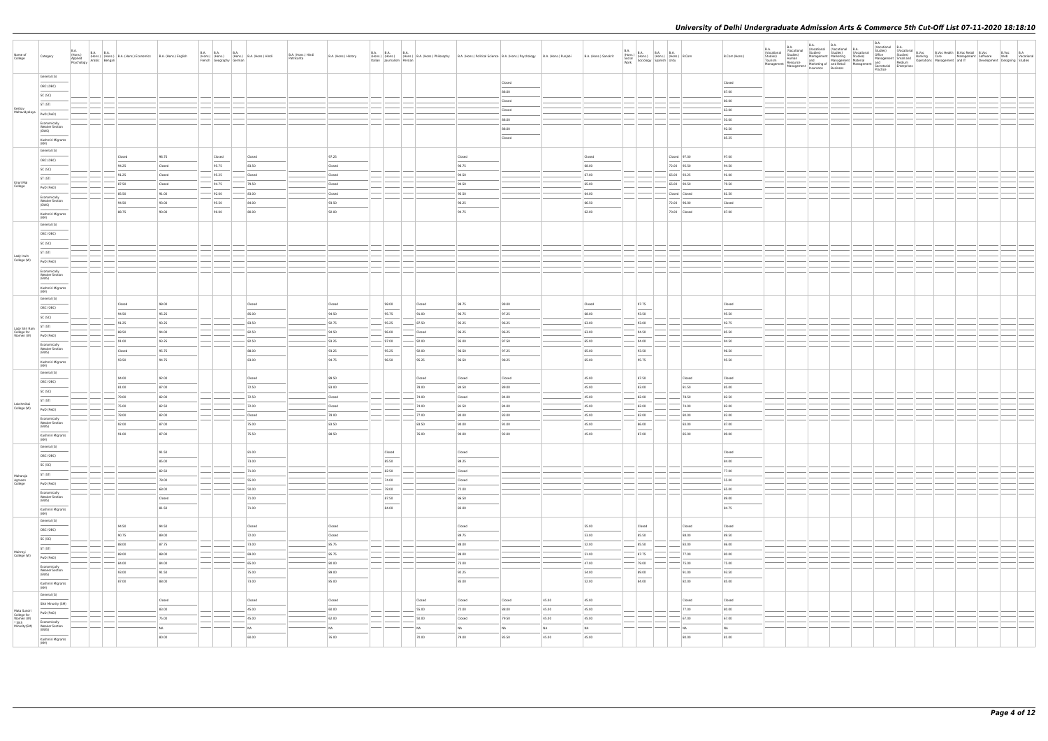| Name of College | Category | B.A. (Hons.) Applied Psychology | B.A. (Hons.) Arabic | B.A. (Hons.) Bengali | B.A. (Hons.) Economics | B.A. (Hons.) English | B.A. (Hons.) French | B.A. (Hons.) Geography | B.A. (Hons.) German | B.A. (Hons.) Hindi | B.A. (Hons.) Hindi Patrikarita | B.A. (Hons.) History | B.A. (Hons.) Italian | B.A. (Hons.) Journalism | B.A. (Hons.) Persian | B.A. (Hons.) Philosophy | B.A. (Hons.) Political Science | B.A. (Hons.) Psychology | B.A. (Hons.) Punjabi | B.A. (Hons.) Sanskrit | B.A. (Hons.) Social Work | B.A. (Hons.) Sociology | B.A. (Hons.) Spanish | B.A. (Hons.) Urdu | B.Com | B.Com (Hons.) | B.A. (Vocational Studies) Tourism Management | B.A. (Vocational Studies) Human Resource Management | B.A. (Vocational Studies) Management and Marketing of Insurance | B.A. (Vocational Studies) Marketing Management and Retail Business | B.A. (Vocational Studies) Material Management | B.A. (Vocational Studies) Office Management and Secretarial Practice | B.A. (Vocational Studies) Small and Medium Enterprises | B.Voc Banking Operations | B.Voc Health Care Management | B.Voc Retail Management and IT | B.Voc Software Development | B.Voc Web Designing | B.A Vocational Studies |
|---|---|---|---|---|---|---|---|---|---|---|---|---|---|---|---|---|---|---|---|---|---|---|---|---|---|---|---|---|---|---|---|---|---|---|---|---|---|---|---|
| Keshav Mahavidyalaya | General (G) | | | | | | | | | | | | | | | | | Closed | | | | | | | | Closed | | | | | | | | | | | | | |
| | OBC (OBC) | | | | | | | | | | | | | | | | | 88.00 | | | | | | | | 87.00 | | | | | | | | | | | | | |
| | SC (SC) | | | | | | | | | | | | | | | | | Closed | | | | | | | | 80.00 | | | | | | | | | | | | | |
| | ST (ST) | | | | | | | | | | | | | | | | | Closed | | | | | | | | 63.00 | | | | | | | | | | | | | |
| | PwD (PwD) | | | | | | | | | | | | | | | | | 88.00 | | | | | | | | 50.00 | | | | | | | | | | | | | |
| | Economically Weaker Section (EWS) | | | | | | | | | | | | | | | | | 88.00 | | | | | | | | 82.50 | | | | | | | | | | | | | |
| | Kashmiri Migrants (KM) | | | | | | | | | | | | | | | | | Closed | | | | | | | | 85.25 | | | | | | | | | | | | | |
| Kirori Mal College | General (G) | | | | Closed | 96.75 | | Closed | | Closed | | 97.25 | | | | | Closed | | | Closed | | | | Closed | 97.00 | 97.00 | | | | | | | | | | | | | |
| | OBC (OBC) | | | | 94.25 | Closed | | 95.75 | | 93.50 | | Closed | | | | | 96.75 | | | 68.00 | | | | 72.00 | 95.50 | 94.50 | | | | | | | | | | | | | |
| | SC (SC) | | | | 91.25 | Closed | | 95.25 | | Closed | | Closed | | | | | 94.50 | | | 67.00 | | | | 65.00 | 93.25 | 91.00 | | | | | | | | | | | | | |
| | ST (ST) | | | | 87.50 | Closed | | 94.75 | | 79.50 | | Closed | | | | | 94.50 | | | 65.00 | | | | 65.00 | 90.50 | 79.50 | | | | | | | | | | | | | |
| | PwD (PwD) | | | | 85.50 | 91.00 | | 92.00 | | 83.00 | | Closed | | | | | 95.50 | | | 64.00 | | | | Closed | Closed | 81.50 | | | | | | | | | | | | | |
| | Economically Weaker Section (EWS) | | | | 94.50 | 93.00 | | 95.50 | | 84.00 | | 93.50 | | | | | 96.25 | | | 66.50 | | | | 72.00 | 96.00 | Closed | | | | | | | | | | | | | |
| | Kashmiri Migrants (KM) | | | | 88.75 | 90.00 | | 90.00 | | 80.00 | | 92.00 | | | | | 94.75 | | | 62.00 | | | | 70.00 | Closed | 87.00 | | | | | | | | | | | | | |
| Lady Irwin College (W) | General (G) | | | | | | | | | | | | | | | | | | | | | | | | | | | | | | | | | | | | | | |
| | OBC (OBC) | | | | | | | | | | | | | | | | | | | | | | | | | | | | | | | | | | | | | | |
| | SC (SC) | | | | | | | | | | | | | | | | | | | | | | | | | | | | | | | | | | | | | | |
| | ST (ST) | | | | | | | | | | | | | | | | | | | | | | | | | | | | | | | | | | | | | | |
| | PwD (PwD) | | | | | | | | | | | | | | | | | | | | | | | | | | | | | | | | | | | | | | |
| | Economically Weaker Section (EWS) | | | | | | | | | | | | | | | | | | | | | | | | | | | | | | | | | | | | | | |
| | Kashmiri Migrants (KM) | | | | | | | | | | | | | | | | | | | | | | | | | | | | | | | | | | | | | | |
| Lady Shri Ram College for Women (W) | General (G) | | | | Closed | 98.00 | | | | Closed | | Closed | | 98.00 | | Closed | 98.75 | 99.00 | | Closed | | 97.75 | | | | Closed | | | | | | | | | | | | | |
| | OBC (OBC) | | | | 94.50 | 95.25 | | | | 85.00 | | 94.50 | | 95.75 | | 91.00 | 96.75 | 97.25 | | 68.00 | | 93.50 | | | | 95.50 | | | | | | | | | | | | | |
| | SC (SC) | | | | 91.25 | 93.25 | | | | 83.50 | | 92.75 | | 95.25 | | 87.50 | 95.25 | 96.25 | | 63.00 | | 93.00 | | | | 92.75 | | | | | | | | | | | | | |
| | ST (ST) | | | | 88.50 | 94.00 | | | | 82.50 | | 94.50 | | 96.00 | | Closed | 96.25 | 96.25 | | 63.00 | | 94.50 | | | | 85.50 | | | | | | | | | | | | | |
| | PwD (PwD) | | | | 91.00 | 93.25 | | | | 82.50 | | 93.25 | | 97.00 | | 92.00 | 95.00 | 97.50 | | 65.00 | | 94.00 | | | | 94.50 | | | | | | | | | | | | | |
| | Economically Weaker Section (EWS) | | | | Closed | 95.75 | | | | 88.00 | | 93.25 | | 95.25 | | 92.00 | 96.50 | 97.25 | | 65.00 | | 93.50 | | | | 96.50 | | | | | | | | | | | | | |
| | Kashmiri Migrants (KM) | | | | 93.50 | 94.75 | | | | 83.00 | | 94.75 | | 96.50 | | 95.25 | 96.50 | 98.25 | | 65.00 | | 95.75 | | | | 95.50 | | | | | | | | | | | | | |
| Lakshmibai College (W) | General (G) | | | | 94.00 | 92.00 | | | | Closed | | 89.50 | | | | Closed | Closed | Closed | | 45.00 | | 87.50 | | | Closed | Closed | | | | | | | | | | | | | |
| | OBC (OBC) | | | | 81.00 | 87.00 | | | | 72.50 | | 83.00 | | | | 78.00 | 84.50 | 89.00 | | 45.00 | | 83.00 | | | 81.50 | 85.00 | | | | | | | | | | | | | |
| | SC (SC) | | | | 79.00 | 82.00 | | | | 72.50 | | Closed | | | | 74.00 | Closed | 84.00 | | 45.00 | | 82.00 | | | 78.50 | 82.50 | | | | | | | | | | | | | |
| | ST (ST) | | | | 75.00 | 82.50 | | | | 72.00 | | Closed | | | | 74.00 | 81.50 | 84.00 | | 45.00 | | 82.00 | | | 74.00 | 82.00 | | | | | | | | | | | | | |
| | PwD (PwD) | | | | 79.00 | 82.00 | | | | Closed | | 78.00 | | | | 77.00 | 88.00 | 83.00 | | 45.00 | | 82.00 | | | 80.00 | 82.00 | | | | | | | | | | | | | |
| | Economically Weaker Section (EWS) | | | | 92.00 | 87.00 | | | | 75.00 | | 83.50 | | | | 83.50 | 90.00 | 91.00 | | 45.00 | | 86.00 | | | 83.00 | 87.00 | | | | | | | | | | | | | |
| | Kashmiri Migrants (KM) | | | | 91.00 | 87.00 | | | | 75.50 | | 88.50 | | | | 76.00 | 90.00 | 92.00 | | 45.00 | | 87.00 | | | 85.00 | 89.00 | | | | | | | | | | | | | |
| Maharaja Agrasen College | General (G) | | | | | 91.50 | | | | 81.00 | | | | Closed | | | Closed | | | | | | | | | Closed | | | | | | | | | | | | | |
| | OBC (OBC) | | | | | 85.00 | | | | 73.00 | | | | 85.50 | | | 89.25 | | | | | | | | | 84.00 | | | | | | | | | | | | | |
| | SC (SC) | | | | | 82.50 | | | | 71.00 | | | | 82.50 | | | Closed | | | | | | | | | 77.00 | | | | | | | | | | | | | |
| | ST (ST) | | | | | 78.00 | | | | 55.00 | | | | 74.00 | | | Closed | | | | | | | | | 55.00 | | | | | | | | | | | | | |
| | PwD (PwD) | | | | | 68.00 | | | | 50.00 | | | | 79.00 | | | 72.00 | | | | | | | | | 65.00 | | | | | | | | | | | | | |
| | Economically Weaker Section (EWS) | | | | | Closed | | | | 71.00 | | | | 87.50 | | | 86.50 | | | | | | | | | 89.00 | | | | | | | | | | | | | |
| | Kashmiri Migrants (KM) | | | | | 81.50 | | | | 71.00 | | | | 84.00 | | | 83.00 | | | | | | | | | 84.75 | | | | | | | | | | | | | |
| Maitreyi College (W) | General (G) | | | | 94.50 | 94.50 | | | | Closed | | Closed | | | | | Closed | | | 55.00 | | Closed | | | Closed | Closed | | | | | | | | | | | | | |
| | OBC (OBC) | | | | 90.75 | 89.00 | | | | 72.00 | | Closed | | | | | 89.75 | | | 53.00 | | 85.50 | | | 88.00 | 89.50 | | | | | | | | | | | | | |
| | SC (SC) | | | | 88.00 | 87.75 | | | | 73.00 | | 85.75 | | | | | 88.00 | | | 52.00 | | 85.50 | | | 83.00 | 86.00 | | | | | | | | | | | | | |
| | ST (ST) | | | | 88.00 | 88.00 | | | | 69.00 | | 85.75 | | | | | 88.00 | | | 51.00 | | 87.75 | | | 77.00 | 80.00 | | | | | | | | | | | | | |
| | PwD (PwD) | | | | 84.00 | 84.00 | | | | 65.00 | | 80.00 | | | | | 73.00 | | | 47.00 | | 79.00 | | | 75.00 | 75.00 | | | | | | | | | | | | | |
| | Economically Weaker Section (EWS) | | | | 93.00 | 91.50 | | | | 75.00 | | 89.00 | | | | | 92.25 | | | 54.00 | | 89.00 | | | 91.00 | 93.50 | | | | | | | | | | | | | |
| | Kashmiri Migrants (KM) | | | | 87.00 | 88.00 | | | | 73.00 | | 85.00 | | | | | 85.00 | | | 52.00 | | 84.00 | | | 82.00 | 85.00 | | | | | | | | | | | | | |
| Mata Sundri College for Women (W) * Sikh Minority(SM) | General (G) | | | | | Closed | | | | Closed | | Closed | | | | Closed | Closed | Closed | 45.00 | 45.00 | | | | | Closed | Closed | | | | | | | | | | | | | |
| | Sikh Minority (SM) | | | | | 83.00 | | | | 45.00 | | 68.00 | | | | 55.00 | 72.00 | 88.00 | 45.00 | 45.00 | | | | | 77.00 | 80.00 | | | | | | | | | | | | | |
| | PwD (PwD) | | | | | 75.00 | | | | 45.00 | | 62.00 | | | | 58.00 | Closed | 79.50 | 45.00 | 45.00 | | | | | 67.00 | 67.00 | | | | | | | | | | | | | |
| | Economically Weaker Section (EWS) | | | | | NA | | | | NA | | NA | | | | NA | NA | NA | NA | NA | | | | | NA | NA | | | | | | | | | | | | | |
| | Kashmiri Migrants (KM) | | | | | 80.00 | | | | 60.00 | | 76.00 | | | | 78.00 | 79.00 | 85.50 | 45.00 | 45.00 | | | | | 60.00 | 65.00 | | | | | | | | | | | | | |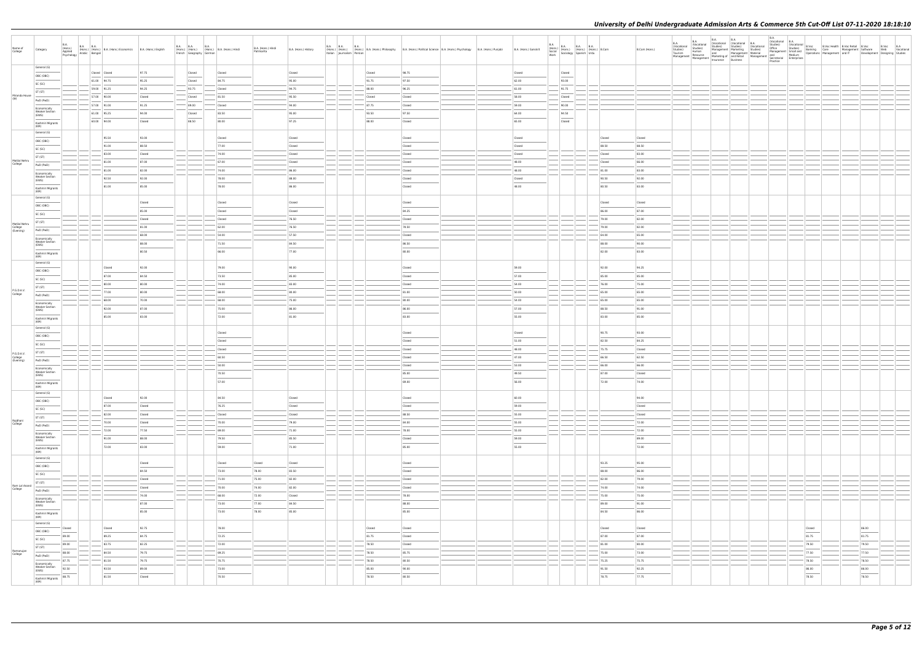# University of Delhi Undergraduate Admission Arts & Commerce 5th Cut-Off List 07-11-2020 18:18:10

| Name of College | Category | B.A. (Hons.) Applied Psychology | B.A. (Hons.) Arabic | B.A. (Hons.) Bengali | B.A. (Hons.) Economics | B.A. (Hons.) English | B.A. (Hons.) French | B.A. (Hons.) Geography | B.A. (Hons.) German | B.A. (Hons.) Hindi | B.A. (Hons.) Hindi Patrikarita | B.A. (Hons.) History | B.A. (Hons.) Italian | B.A. (Hons.) Journalism | B.A. (Hons.) Persian | B.A. (Hons.) Philosophy | B.A. (Hons.) Political Science | B.A. (Hons.) Psychology | B.A. (Hons.) Punjabi | B.A. (Hons.) Sanskrit | B.A. (Hons.) Social Work | B.A. (Hons.) Sociology | B.A. (Hons.) Spanish | B.A. (Hons.) Urdu | B.Com | B.Com (Hons.) | B.A. (Vocational Studies) Tourism Management | B.A. (Vocational Studies) Human Resource Management | B.A. (Vocational Studies) Management and Marketing of Insurance | B.A. (Vocational Studies) Marketing Management and Retail Business | B.A. (Vocational Studies) Material Management | B.A. (Vocational Studies) Office Management and Secretarial Practice | B.A. (Vocational Studies) Small and Medium Enterprises | B.Voc Banking Operations | B.Voc Health Care Management | B.Voc Retail Management and IT | B.Voc Software Development | B.Voc Web Designing | B.A. Vocational Studies |
|---|---|---|---|---|---|---|---|---|---|---|---|---|---|---|---|---|---|---|---|---|---|---|---|---|---|---|---|---|---|---|---|---|---|---|---|---|---|---|---|
| Miranda House (W) | General (G) | | | Closed | Closed | 97.75 | | Closed | | Closed | | Closed | | | | Closed | 98.75 | | | Closed | | Closed | | | | | | | | | | | | | | | | | |
| | OBC (OBC) | | | 61.00 | 96.75 | 95.25 | | Closed | | 94.75 | | 95.00 | | | | 91.75 | 97.50 | | | 62.00 | | 93.00 | | | | | | | | | | | | | | | | | |
| | SC (SC) | | | 59.00 | 91.25 | 94.25 | | 93.75 | | Closed | | 94.75 | | | | 88.00 | 96.25 | | | 61.00 | | 91.75 | | | | | | | | | | | | | | | | | |
| | ST (ST) | | | 57.00 | 90.00 | Closed | | Closed | | 81.50 | | 95.50 | | | | Closed | Closed | | | 58.00 | | Closed | | | | | | | | | | | | | | | | | |
| | PwD (PwD) | | | 57.00 | 91.00 | 91.25 | | 69.00 | | Closed | | 94.00 | | | | 87.75 | Closed | | | 59.00 | | 90.00 | | | | | | | | | | | | | | | | | |
| | Economically Weaker Section (EWS) | | | 61.00 | 95.25 | 94.00 | | Closed | | 83.50 | | 95.00 | | | | 93.50 | 97.50 | | | 64.00 | | 94.50 | | | | | | | | | | | | | | | | | |
| | Kashmiri Migrants (KM) | | | 60.00 | 94.00 | Closed | | 88.50 | | 80.00 | | 97.25 | | | | 88.00 | Closed | | | 65.00 | | Closed | | | | | | | | | | | | | | | | | |
| Motilal Nehru College | General (G) | | | | 95.50 | 93.00 | | | | Closed | | Closed | | | | | Closed | | | Closed | | | | | Closed | Closed | | | | | | | | | | | | | |
| | OBC (OBC) | | | | 91.00 | 88.50 | | | | 77.00 | | Closed | | | | | Closed | | | Closed | | | | | 88.50 | 88.50 | | | | | | | | | | | | | |
| | SC (SC) | | | | 83.00 | Closed | | | | 74.00 | | Closed | | | | | Closed | | | Closed | | | | | Closed | 83.00 | | | | | | | | | | | | | |
| | ST (ST) | | | | 81.00 | 87.00 | | | | 67.00 | | Closed | | | | | Closed | | | 48.00 | | | | | Closed | 66.00 | | | | | | | | | | | | | |
| | PwD (PwD) | | | | 81.00 | 82.00 | | | | 74.00 | | 86.00 | | | | | Closed | | | 48.00 | | | | | 81.00 | 83.00 | | | | | | | | | | | | | |
| | Economically Weaker Section (EWS) | | | | 92.50 | 92.00 | | | | 78.00 | | 88.00 | | | | | Closed | | | Closed | | | | | 90.50 | 92.00 | | | | | | | | | | | | | |
| | Kashmiri Migrants (KM) | | | | 81.00 | 85.00 | | | | 78.00 | | 86.00 | | | | | Closed | | | 48.00 | | | | | 80.50 | 83.00 | | | | | | | | | | | | | |
| Motilal Nehru College (Evening) | General (G) | | | | | Closed | | | | Closed | | Closed | | | | | Closed | | | | | | | | Closed | Closed | | | | | | | | | | | | | |
| | OBC (OBC) | | | | | 85.00 | | | | Closed | | Closed | | | | | 84.25 | | | | | | | | 86.00 | 87.00 | | | | | | | | | | | | | |
| | SC (SC) | | | | | Closed | | | | Closed | | 76.50 | | | | | Closed | | | | | | | | 79.00 | 82.00 | | | | | | | | | | | | | |
| | ST (ST) | | | | | 81.00 | | | | 62.00 | | 76.50 | | | | | 78.50 | | | | | | | | 79.00 | 82.00 | | | | | | | | | | | | | |
| | PwD (PwD) | | | | | 60.00 | | | | 54.00 | | 57.50 | | | | | Closed | | | | | | | | 64.00 | 65.00 | | | | | | | | | | | | | |
| | Economically Weaker Section (EWS) | | | | | 80.00 | | | | 71.50 | | 84.50 | | | | | 86.50 | | | | | | | | 88.00 | 90.00 | | | | | | | | | | | | | |
| | Kashmiri Migrants (KM) | | | | | 80.50 | | | | 66.00 | | 77.00 | | | | | 80.00 | | | | | | | | 82.00 | 83.00 | | | | | | | | | | | | | |
| P.G.D.A.V. College | General (G) | | | | Closed | 92.00 | | | | 79.00 | | 90.00 | | | | | Closed | | | 59.00 | | | | | 92.00 | 94.25 | | | | | | | | | | | | | |
| | OBC (OBC) | | | | 87.00 | 84.50 | | | | 73.50 | | 85.00 | | | | | Closed | | | 57.00 | | | | | 85.00 | 85.00 | | | | | | | | | | | | | |
| | SC (SC) | | | | 80.00 | 80.00 | | | | 74.00 | | 83.00 | | | | | Closed | | | 54.00 | | | | | 76.00 | 75.00 | | | | | | | | | | | | | |
| | ST (ST) | | | | 77.00 | 80.00 | | | | 68.00 | | 80.00 | | | | | 81.00 | | | 50.00 | | | | | 65.00 | 65.00 | | | | | | | | | | | | | |
| | PwD (PwD) | | | | 68.00 | 70.00 | | | | 68.00 | | 75.00 | | | | | 80.00 | | | 54.00 | | | | | 65.00 | 65.00 | | | | | | | | | | | | | |
| | Economically Weaker Section (EWS) | | | | 92.00 | 87.00 | | | | 75.00 | | 86.00 | | | | | 86.00 | | | 57.00 | | | | | 88.50 | 91.00 | | | | | | | | | | | | | |
| | Kashmiri Migrants (KM) | | | | 85.00 | 83.00 | | | | 72.00 | | 81.00 | | | | | 83.00 | | | 55.00 | | | | | 83.00 | 85.00 | | | | | | | | | | | | | |
| P.G.D.A.V. College (Evening) | General (G) | | | | | | | | | Closed | | | | | | | Closed | | | Closed | | | | | 90.75 | 93.00 | | | | | | | | | | | | | |
| | OBC (OBC) | | | | | | | | | Closed | | | | | | | Closed | | | 51.00 | | | | | 82.50 | 84.25 | | | | | | | | | | | | | |
| | SC (SC) | | | | | | | | | Closed | | | | | | | Closed | | | 48.00 | | | | | 75.75 | Closed | | | | | | | | | | | | | |
| | ST (ST) | | | | | | | | | 60.50 | | | | | | | Closed | | | 47.00 | | | | | 66.50 | 62.50 | | | | | | | | | | | | | |
| | PwD (PwD) | | | | | | | | | 50.00 | | | | | | | Closed | | | 53.00 | | | | | 66.00 | 66.00 | | | | | | | | | | | | | |
| | Economically Weaker Section (EWS) | | | | | | | | | 70.50 | | | | | | | 85.00 | | | 49.50 | | | | | 87.00 | Closed | | | | | | | | | | | | | |
| | Kashmiri Migrants (KM) | | | | | | | | | 57.00 | | | | | | | 69.00 | | | 56.00 | | | | | 72.00 | 74.00 | | | | | | | | | | | | | |
| Rajdhani College | General (G) | | | | Closed | 92.00 | | | | 84.50 | | Closed | | | | | Closed | | | 60.00 | | | | | | 94.00 | | | | | | | | | | | | | |
| | OBC (OBC) | | | | 87.00 | Closed | | | | 76.25 | | Closed | | | | | Closed | | | 59.00 | | | | | | Closed | | | | | | | | | | | | | |
| | SC (SC) | | | | 82.00 | Closed | | | | Closed | | Closed | | | | | 88.50 | | | 55.00 | | | | | | Closed | | | | | | | | | | | | | |
| | ST (ST) | | | | 70.00 | Closed | | | | 70.00 | | 79.00 | | | | | 84.00 | | | 55.00 | | | | | | 72.00 | | | | | | | | | | | | | |
| | PwD (PwD) | | | | 72.00 | 77.50 | | | | 69.00 | | 71.00 | | | | | 78.00 | | | 55.00 | | | | | | 72.00 | | | | | | | | | | | | | |
| | Economically Weaker Section (EWS) | | | | 91.00 | 88.00 | | | | 79.50 | | 85.50 | | | | | Closed | | | 59.00 | | | | | | 89.00 | | | | | | | | | | | | | |
| | Kashmiri Migrants (KM) | | | | 72.00 | 83.00 | | | | 59.00 | | 71.00 | | | | | 85.00 | | | 55.00 | | | | | | 72.00 | | | | | | | | | | | | | |
| Ram Lal Anand College | General (G) | | | | | Closed | | | | Closed | Closed | Closed | | | | | Closed | | | | | | | | 93.25 | 95.00 | | | | | | | | | | | | | |
| | OBC (OBC) | | | | | 84.50 | | | | 73.00 | 78.00 | 83.50 | | | | | Closed | | | | | | | | 88.00 | 86.00 | | | | | | | | | | | | | |
| | SC (SC) | | | | | Closed | | | | 71.00 | 75.00 | 82.00 | | | | | Closed | | | | | | | | 82.00 | 79.00 | | | | | | | | | | | | | |
| | ST (ST) | | | | | Closed | | | | 70.00 | 74.00 | 82.00 | | | | | Closed | | | | | | | | 74.00 | 74.00 | | | | | | | | | | | | | |
| | PwD (PwD) | | | | | 74.00 | | | | 68.00 | 72.00 | Closed | | | | | 78.00 | | | | | | | | 75.00 | 75.00 | | | | | | | | | | | | | |
| | Economically Weaker Section (EWS) | | | | | 87.00 | | | | 73.00 | 77.00 | 84.50 | | | | | 88.00 | | | | | | | | 89.00 | 91.00 | | | | | | | | | | | | | |
| | Kashmiri Migrants (KM) | | | | | 85.00 | | | | 73.00 | 78.00 | 85.00 | | | | | 85.00 | | | | | | | | 84.50 | 86.00 | | | | | | | | | | | | | |
| Ramanujan College | General (G) | Closed | | | Closed | 92.75 | | | | 78.00 | | | | | | Closed | Closed | | | | | | | | Closed | Closed | | | | | | | | Closed | | | 86.00 | | |
| | OBC (OBC) | 89.00 | | | 89.25 | 84.75 | | | | 72.25 | | | | | | 81.75 | Closed | | | | | | | | 87.00 | 87.00 | | | | | | | | 81.75 | | | 81.75 | | |
| | SC (SC) | 89.00 | | | 83.75 | 82.25 | | | | 72.00 | | | | | | 78.50 | Closed | | | | | | | | 81.00 | 80.00 | | | | | | | | 79.50 | | | 79.50 | | |
| | ST (ST) | 88.00 | | | 84.50 | 79.75 | | | | 69.25 | | | | | | 78.50 | 85.75 | | | | | | | | 75.00 | 73.00 | | | | | | | | 77.50 | | | 77.50 | | |
| | PwD (PwD) | 87.75 | | | 81.50 | 79.75 | | | | 70.75 | | | | | | 78.50 | 80.50 | | | | | | | | 75.25 | 75.75 | | | | | | | | 78.50 | | | 78.50 | | |
| | Economically Weaker Section (EWS) | 92.50 | | | 93.50 | 89.00 | | | | 73.00 | | | | | | 85.00 | 90.00 | | | | | | | | 91.50 | 92.25 | | | | | | | | 86.00 | | | 86.00 | | |
| | Kashmiri Migrants (KM) | 89.75 | | | 81.50 | Closed | | | | 70.50 | | | | | | 78.50 | 80.50 | | | | | | | | 78.75 | 77.75 | | | | | | | | 78.50 | | | 78.50 | | |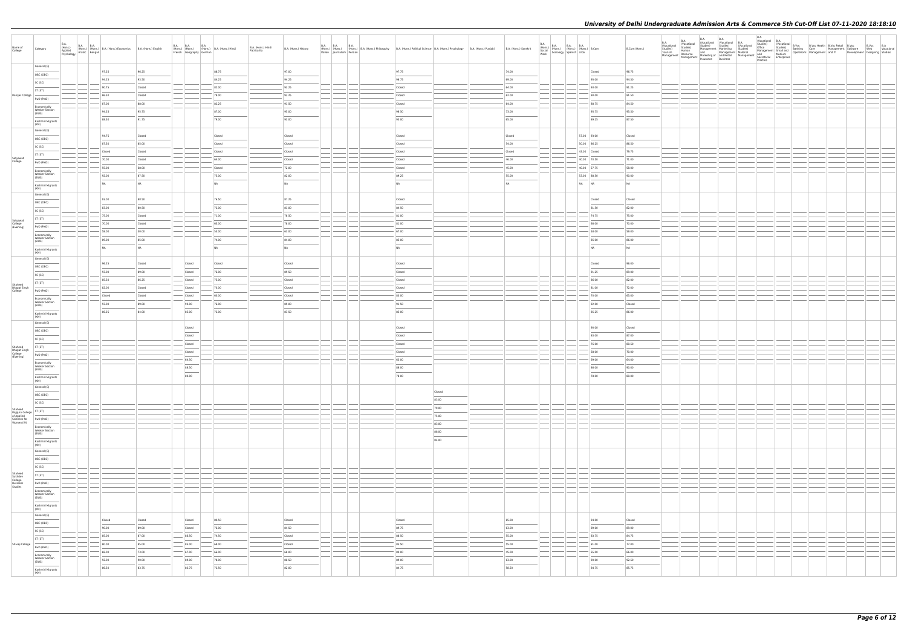| Name of College | Category | B.A. (Hons.) Applied Psychology | B.A. (Hons.) Arabic | B.A. (Hons.) Bengali | B.A. (Hons.) Economics | B.A. (Hons.) English | B.A. (Hons.) French | B.A. (Hons.) Geography | B.A. (Hons.) German | B.A. (Hons.) Hindi | B.A. (Hons.) Hindi Patrikarita | B.A. (Hons.) History | B.A. (Hons.) Italian | B.A. (Hons.) Journalism | B.A. (Hons.) Persian | B.A. (Hons.) Philosophy | B.A. (Hons.) Political Science | B.A. (Hons.) Psychology | B.A. (Hons.) Punjabi | B.A. (Hons.) Sanskrit | B.A. (Hons.) Social Work | B.A. (Hons.) Sociology | B.A. (Hons.) Spanish | B.A. (Hons.) Urdu | B.Com | B.Com (Hons.) | B.A. (Vocational Studies) Tourism Management | B.A. (Vocational Studies) Human Resource Management | B.A. (Vocational Studies) Management and Marketing of Insurance | B.A. (Vocational Studies) Marketing Management and Retail Business | B.A. (Vocational Studies) Material Management | B.A. (Vocational Studies) Office Management and Secretarial Practice | B.A. (Vocational Studies) Small and Medium Enterprises | B.Voc Banking Operations | B.Voc Health Care | B.Voc Retail Management and IT | B.Voc Software Development | B.Voc Web Designing | B.A Vocational Studies |
|---|---|---|---|---|---|---|---|---|---|---|---|---|---|---|---|---|---|---|---|---|---|---|---|---|---|---|---|---|---|---|---|---|---|---|---|---|---|---|---|
| Ramjas College | General (G) | | | | 97.25 | 96.25 | | | | 88.75 | | 97.00 | | | | | 97.75 | | | 74.00 | | | | | Closed | 96.75 | | | | | | | | | | | | | |
| | OBC (OBC) | | | | 94.25 | 93.50 | | | | 84.25 | | 94.25 | | | | | 96.75 | | | 69.00 | | | | | 95.00 | 94.50 | | | | | | | | | | | | | |
| | SC (SC) | | | | 90.75 | Closed | | | | 82.00 | | 93.25 | | | | | Closed | | | 64.00 | | | | | 93.00 | 91.25 | | | | | | | | | | | | | |
| | ST (ST) | | | | 86.50 | Closed | | | | 78.00 | | 93.25 | | | | | Closed | | | 62.00 | | | | | 90.00 | 85.50 | | | | | | | | | | | | | |
| | PwD (PwD) | | | | 87.00 | 88.00 | | | | 82.25 | | 91.50 | | | | | Closed | | | 64.00 | | | | | 88.75 | 84.50 | | | | | | | | | | | | | |
| | Economically Weaker Section (EWS) | | | | 94.25 | 95.75 | | | | 87.00 | | 95.00 | | | | | 96.50 | | | 73.00 | | | | | 95.75 | 95.50 | | | | | | | | | | | | | |
| | Kashmiri Migrants (KM) | | | | 88.50 | 91.75 | | | | 79.00 | | 93.00 | | | | | 90.00 | | | 65.00 | | | | | 89.25 | 87.50 | | | | | | | | | | | | | |
| Satyawati College | General (G) | | | | 94.75 | Closed | | | | Closed | | Closed | | | | | Closed | | | Closed | | | | 57.00 | 93.00 | Closed | | | | | | | | | | | | | |
| | OBC (OBC) | | | | 87.50 | 85.00 | | | | Closed | | Closed | | | | | Closed | | | 54.00 | | | | 50.00 | 86.25 | 86.50 | | | | | | | | | | | | | |
| | SC (SC) | | | | Closed | Closed | | | | Closed | | Closed | | | | | Closed | | | Closed | | | | 43.00 | Closed | 79.75 | | | | | | | | | | | | | |
| | ST (ST) | | | | 70.00 | Closed | | | | 64.00 | | Closed | | | | | Closed | | | 46.00 | | | | 40.00 | 70.50 | 71.00 | | | | | | | | | | | | | |
| | PwD (PwD) | | | | 55.00 | 68.00 | | | | Closed | | 72.00 | | | | | Closed | | | 45.00 | | | | 40.00 | 57.75 | 58.00 | | | | | | | | | | | | | |
| | Economically Weaker Section (EWS) | | | | 92.00 | 87.50 | | | | 75.00 | | 82.00 | | | | | 89.25 | | | 55.00 | | | | 53.00 | 88.50 | 90.00 | | | | | | | | | | | | | |
| | Kashmiri Migrants (KM) | | | | NA | NA | | | | NA | | NA | | | | | NA | | | NA | | | | NA | NA | NA | | | | | | | | | | | | | |
| Satyawati College (Evening) | General (G) | | | | 93.00 | 88.50 | | | | 76.50 | | 87.25 | | | | | Closed | | | | | | | | Closed | Closed | | | | | | | | | | | | | |
| | OBC (OBC) | | | | 83.00 | 80.50 | | | | 72.00 | | 81.00 | | | | | 84.50 | | | | | | | | 81.50 | 82.00 | | | | | | | | | | | | | |
| | SC (SC) | | | | 75.00 | Closed | | | | 71.00 | | 78.50 | | | | | 81.00 | | | | | | | | 74.75 | 75.00 | | | | | | | | | | | | | |
| | ST (ST) | | | | 70.00 | Closed | | | | 65.00 | | 78.00 | | | | | 81.00 | | | | | | | | 68.00 | 70.00 | | | | | | | | | | | | | |
| | PwD (PwD) | | | | 58.00 | 50.00 | | | | 55.00 | | 63.00 | | | | | 67.00 | | | | | | | | 58.00 | 59.00 | | | | | | | | | | | | | |
| | Economically Weaker Section (EWS) | | | | 89.00 | 85.00 | | | | 74.00 | | 84.00 | | | | | 85.00 | | | | | | | | 85.00 | 86.00 | | | | | | | | | | | | | |
| | Kashmiri Migrants (KM) | | | | NA | NA | | | | NA | | NA | | | | | NA | | | | | | | | NA | NA | | | | | | | | | | | | | |
| Shaheed Bhagat Singh College | General (G) | | | | 96.25 | Closed | | Closed | | Closed | | Closed | | | | | Closed | | | | | | | | Closed | 96.00 | | | | | | | | | | | | | |
| | OBC (OBC) | | | | 93.00 | 89.00 | | Closed | | 76.00 | | 89.50 | | | | | Closed | | | | | | | | 91.25 | 89.00 | | | | | | | | | | | | | |
| | SC (SC) | | | | 85.50 | 86.25 | | Closed | | 75.00 | | Closed | | | | | Closed | | | | | | | | 86.00 | 82.00 | | | | | | | | | | | | | |
| | ST (ST) | | | | 82.00 | Closed | | Closed | | 70.00 | | Closed | | | | | Closed | | | | | | | | 81.00 | 72.00 | | | | | | | | | | | | | |
| | PwD (PwD) | | | | Closed | Closed | | Closed | | 68.00 | | Closed | | | | | 80.00 | | | | | | | | 70.00 | 65.00 | | | | | | | | | | | | | |
| | Economically Weaker Section (EWS) | | | | 93.00 | 89.00 | | 90.00 | | 76.00 | | 89.00 | | | | | 91.50 | | | | | | | | 92.00 | Closed | | | | | | | | | | | | | |
| | Kashmiri Migrants (KM) | | | | 86.25 | 84.00 | | 85.00 | | 72.00 | | 83.50 | | | | | 85.00 | | | | | | | | 85.25 | 86.00 | | | | | | | | | | | | | |
| Shaheed Bhagat Singh College (Evening) | General (G) | | | | | | | Closed | | | | | | | | | Closed | | | | | | | | 90.00 | Closed | | | | | | | | | | | | | |
| | OBC (OBC) | | | | | | | Closed | | | | | | | | | Closed | | | | | | | | 83.00 | 87.00 | | | | | | | | | | | | | |
| | SC (SC) | | | | | | | Closed | | | | | | | | | Closed | | | | | | | | 76.00 | 80.50 | | | | | | | | | | | | | |
| | ST (ST) | | | | | | | Closed | | | | | | | | | Closed | | | | | | | | 68.00 | 70.00 | | | | | | | | | | | | | |
| | PwD (PwD) | | | | | | | 64.50 | | | | | | | | | 63.00 | | | | | | | | 69.00 | 64.00 | | | | | | | | | | | | | |
| | Economically Weaker Section (EWS) | | | | | | | 86.50 | | | | | | | | | 86.00 | | | | | | | | 86.00 | 90.00 | | | | | | | | | | | | | |
| | Kashmiri Migrants (KM) | | | | | | | 80.00 | | | | | | | | | 78.00 | | | | | | | | 78.00 | 80.00 | | | | | | | | | | | | | |
| Shaheed Rajguru College of Applied Sciences for Women (W) | General (G) | | | | | | | | | | | | | | | | | Closed | | | | | | | | | | | | | | | | | | | | | |
| | OBC (OBC) | | | | | | | | | | | | | | | | | 83.00 | | | | | | | | | | | | | | | | | | | | | |
| | SC (SC) | | | | | | | | | | | | | | | | | 79.00 | | | | | | | | | | | | | | | | | | | | | |
| | ST (ST) | | | | | | | | | | | | | | | | | 75.00 | | | | | | | | | | | | | | | | | | | | | |
| | PwD (PwD) | | | | | | | | | | | | | | | | | 83.00 | | | | | | | | | | | | | | | | | | | | | |
| | Economically Weaker Section (EWS) | | | | | | | | | | | | | | | | | 88.00 | | | | | | | | | | | | | | | | | | | | | |
| | Kashmiri Migrants (KM) | | | | | | | | | | | | | | | | | 84.00 | | | | | | | | | | | | | | | | | | | | | |
| Shaheed Sukhdev College Business Studies | General (G) | | | | | | | | | | | | | | | | | | | | | | | | | | | | | | | | | | | | | | |
| | OBC (OBC) | | | | | | | | | | | | | | | | | | | | | | | | | | | | | | | | | | | | | | |
| | SC (SC) | | | | | | | | | | | | | | | | | | | | | | | | | | | | | | | | | | | | | | |
| | ST (ST) | | | | | | | | | | | | | | | | | | | | | | | | | | | | | | | | | | | | | | |
| | PwD (PwD) | | | | | | | | | | | | | | | | | | | | | | | | | | | | | | | | | | | | | | |
| | Economically Weaker Section (EWS) | | | | | | | | | | | | | | | | | | | | | | | | | | | | | | | | | | | | | | |
| | Kashmiri Migrants (KM) | | | | | | | | | | | | | | | | | | | | | | | | | | | | | | | | | | | | | | |
| Shivaji College | General (G) | | | | Closed | Closed | | Closed | | 80.50 | | Closed | | | | | Closed | | | 65.00 | | | | | 94.00 | Closed | | | | | | | | | | | | | |
| | OBC (OBC) | | | | 90.00 | 89.00 | | Closed | | 76.00 | | 84.50 | | | | | 89.75 | | | 63.00 | | | | | 89.00 | 89.00 | | | | | | | | | | | | | |
| | SC (SC) | | | | 85.00 | 87.00 | | 86.50 | | 74.50 | | Closed | | | | | 88.50 | | | 55.00 | | | | | 83.75 | 84.75 | | | | | | | | | | | | | |
| | ST (ST) | | | | 80.00 | 85.00 | | 65.00 | | 69.00 | | Closed | | | | | 85.50 | | | 55.00 | | | | | 81.00 | 77.00 | | | | | | | | | | | | | |
| | PwD (PwD) | | | | 68.00 | 73.00 | | 67.00 | | 66.00 | | 68.00 | | | | | 80.00 | | | 45.00 | | | | | 65.00 | 66.00 | | | | | | | | | | | | | |
| | Economically Weaker Section (EWS) | | | | 92.00 | 90.00 | | 69.00 | | 78.00 | | 86.50 | | | | | 89.00 | | | 63.00 | | | | | 90.00 | 92.50 | | | | | | | | | | | | | |
| | Kashmiri Migrants (KM) | | | | 86.50 | 83.75 | | 83.75 | | 72.50 | | 82.00 | | | | | 84.75 | | | 58.50 | | | | | 84.75 | 85.75 | | | | | | | | | | | | | |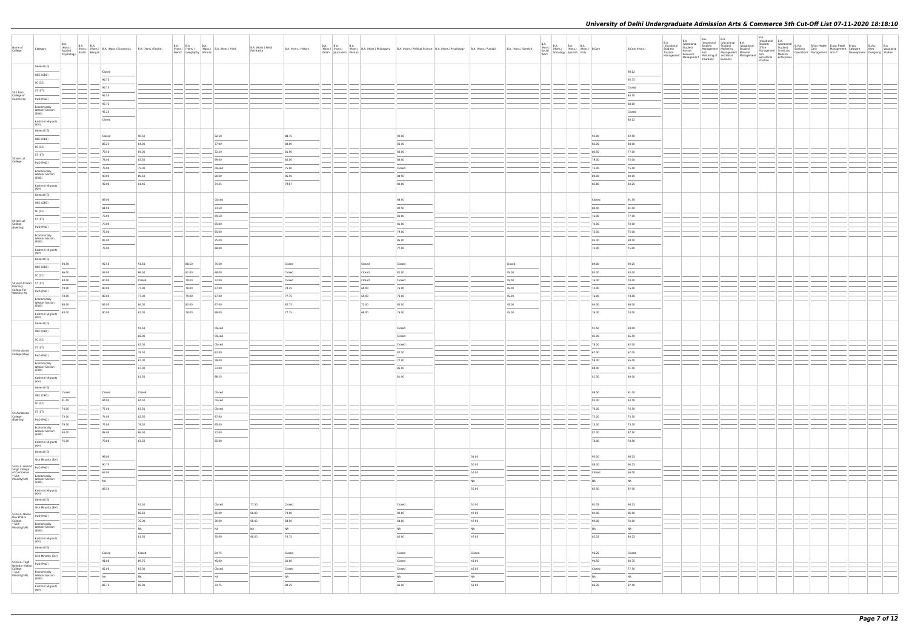| Name of College | Category | B.A. (Hons.) Applied Psychology | B.A. (Hons.) Arabic | B.A. (Hons.) Bengali | B.A. (Hons.) Economics | B.A. (Hons.) English | B.A. (Hons.) French | B.A. (Hons.) Geography | B.A. (Hons.) German | B.A. (Hons.) Hindi | B.A. (Hons.) Hindi Patrikarita | B.A. (Hons.) History | B.A. (Hons.) Italian | B.A. (Hons.) Journalism | B.A. (Hons.) Persian | B.A. (Hons.) Philosophy | B.A. (Hons.) Political Science | B.A. (Hons.) Psychology | B.A. (Hons.) Punjabi | B.A. (Hons.) Sanskrit | B.A. (Hons.) Social Work | B.A. (Hons.) Sociology | B.A. (Hons.) Spanish | B.A. (Hons.) Urdu | B.Com | B.Com (Hons.) | B.A. (Vocational Studies) Tourism Management | B.A. (Vocational Studies) Human Resource Management | B.A. (Vocational Studies) Management and Marketing of Insurance | B.A. (Vocational Studies) Marketing Management and Retail Business | B.A. (Vocational Studies) Material Management | B.A. (Vocational Studies) Office Management and Secretarial Practice | B.A. (Vocational Studies) Small and Medium Enterprises | B.Voc Banking Operations | B.Voc Health Care Management | B.Voc Retail Management and IT | B.Voc Software Development | B.Voc Web Designing | B.A Vocational Studies |
|---|---|---|---|---|---|---|---|---|---|---|---|---|---|---|---|---|---|---|---|---|---|---|---|---|---|---|---|---|---|---|---|---|---|---|---|---|---|---|---|
| Shri Ram College of Commerce | General (G) | | | | Closed | | | | | | | | | | | | | | | | | | | | | 98.12 | | | | | | | | | | | | | |
| | OBC (OBC) | | | | 96.75 | | | | | | | | | | | | | | | | | | | | | 95.75 | | | | | | | | | | | | | |
| | SC (SC) | | | | 95.75 | | | | | | | | | | | | | | | | | | | | | Closed | | | | | | | | | | | | | |
| | ST (ST) | | | | 92.50 | | | | | | | | | | | | | | | | | | | | | 89.50 | | | | | | | | | | | | | |
| | PwD (PwD) | | | | 93.75 | | | | | | | | | | | | | | | | | | | | | 86.00 | | | | | | | | | | | | | |
| | Economically Weaker Section (EWS) | | | | 97.25 | | | | | | | | | | | | | | | | | | | | | Closed | | | | | | | | | | | | | |
| | Kashmiri Migrants (KM) | | | | Closed | | | | | | | | | | | | | | | | | | | | | 88.12 | | | | | | | | | | | | | |
| Shyam Lal College | General (G) | | | | Closed | 90.50 | | | | 82.50 | | 88.75 | | | | | 92.00 | | | | | | | | 92.00 | 92.50 | | | | | | | | | | | | | |
| | OBC (OBC) | | | | 86.25 | 84.00 | | | | 77.00 | | 83.00 | | | | | 86.00 | | | | | | | | 85.00 | 89.00 | | | | | | | | | | | | | |
| | SC (SC) | | | | 79.50 | 84.00 | | | | 72.50 | | 81.00 | | | | | 86.00 | | | | | | | | 80.50 | 77.00 | | | | | | | | | | | | | |
| | ST (ST) | | | | 78.00 | 83.50 | | | | 69.00 | | 80.00 | | | | | 84.00 | | | | | | | | 79.00 | 75.00 | | | | | | | | | | | | | |
| | PwD (PwD) | | | | 75.00 | 75.00 | | | | Closed | | 75.00 | | | | | Closed | | | | | | | | 75.00 | 75.00 | | | | | | | | | | | | | |
| | Economically Weaker Section (EWS) | | | | 90.00 | 89.50 | | | | 80.00 | | 85.50 | | | | | 88.50 | | | | | | | | 89.00 | 90.00 | | | | | | | | | | | | | |
| | Kashmiri Migrants (KM) | | | | 92.00 | 81.45 | | | | 74.25 | | 79.87 | | | | | 82.80 | | | | | | | | 82.80 | 83.25 | | | | | | | | | | | | | |
| Shyam Lal College (Evening) | General (G) | | | | 89.00 | | | | | Closed | | | | | | | 88.00 | | | | | | | | Closed | 91.50 | | | | | | | | | | | | | |
| | OBC (OBC) | | | | 81.00 | | | | | 73.50 | | | | | | | 82.50 | | | | | | | | 80.00 | 85.00 | | | | | | | | | | | | | |
| | SC (SC) | | | | 73.00 | | | | | 69.50 | | | | | | | 81.00 | | | | | | | | 76.00 | 77.00 | | | | | | | | | | | | | |
| | ST (ST) | | | | 70.00 | | | | | 65.00 | | | | | | | 81.00 | | | | | | | | 70.00 | 70.00 | | | | | | | | | | | | | |
| | PwD (PwD) | | | | 75.00 | | | | | 65.00 | | | | | | | 78.00 | | | | | | | | 75.00 | 75.00 | | | | | | | | | | | | | |
| | Economically Weaker Section (EWS) | | | | 85.00 | | | | | 75.00 | | | | | | | 86.00 | | | | | | | | 85.00 | 88.00 | | | | | | | | | | | | | |
| | Kashmiri Migrants (KM) | | | | 75.00 | | | | | 68.00 | | | | | | | 77.00 | | | | | | | | 75.00 | 75.00 | | | | | | | | | | | | | |
| Shyama Prasad Mukherji College For Women (W) | General (G) | 94.50 | | | 92.50 | 91.50 | | 88.50 | | 75.00 | | Closed | | | | Closed | Closed | | | Closed | | | | | 89.00 | 90.25 | | | | | | | | | | | | | |
| | OBC (OBC) | 86.00 | | | 83.00 | 86.50 | | 82.00 | | 68.00 | | Closed | | | | Closed | 81.00 | | | 45.00 | | | | | 80.00 | 83.00 | | | | | | | | | | | | | |
| | SC (SC) | 83.00 | | | 80.00 | Closed | | 79.00 | | 72.00 | | Closed | | | | Closed | Closed | | | 45.00 | | | | | 76.00 | 78.00 | | | | | | | | | | | | | |
| | ST (ST) | 79.00 | | | 80.00 | 77.00 | | 78.00 | | 67.00 | | 78.25 | | | | 69.00 | 76.00 | | | 45.00 | | | | | 76.00 | 76.00 | | | | | | | | | | | | | |
| | PwD (PwD) | 78.00 | | | 80.00 | 77.00 | | 79.00 | | 67.00 | | 77.75 | | | | 69.00 | 73.00 | | | 45.00 | | | | | 76.00 | 78.00 | | | | | | | | | | | | | |
| | Economically Weaker Section (EWS) | 88.00 | | | 84.00 | 84.00 | | 83.00 | | 67.00 | | 82.75 | | | | 73.00 | 80.00 | | | 45.00 | | | | | 84.00 | 86.00 | | | | | | | | | | | | | |
| | Kashmiri Migrants (KM) | 83.00 | | | 80.00 | 81.00 | | 78.00 | | 69.00 | | 77.75 | | | | 69.00 | 76.00 | | | 45.00 | | | | | 76.00 | 78.00 | | | | | | | | | | | | | |
| Sri Aurobindo College (Day) | General (G) | | | | | 91.50 | | | | Closed | | | | | | | Closed | | | | | | | | 91.50 | 94.00 | | | | | | | | | | | | | |
| | OBC (OBC) | | | | | 86.00 | | | | Closed | | | | | | | Closed | | | | | | | | 85.00 | 86.50 | | | | | | | | | | | | | |
| | SC (SC) | | | | | 82.00 | | | | Closed | | | | | | | Closed | | | | | | | | 78.00 | 82.00 | | | | | | | | | | | | | |
| | ST (ST) | | | | | 79.50 | | | | 62.00 | | | | | | | 82.50 | | | | | | | | 67.00 | 67.00 | | | | | | | | | | | | | |
| | PwD (PwD) | | | | | 67.00 | | | | 59.00 | | | | | | | 72.00 | | | | | | | | 58.00 | 65.00 | | | | | | | | | | | | | |
| | Economically Weaker Section (EWS) | | | | | 87.00 | | | | 73.00 | | | | | | | 85.00 | | | | | | | | 88.00 | 91.00 | | | | | | | | | | | | | |
| | Kashmiri Migrants (KM) | | | | | 81.50 | | | | 68.25 | | | | | | | 81.00 | | | | | | | | 81.50 | 84.00 | | | | | | | | | | | | | |
| Sri Aurobindo College (Evening) | General (G) | Closed | | | Closed | Closed | | | | Closed | | | | | | | | | | | | | | | 89.50 | 91.00 | | | | | | | | | | | | | |
| | OBC (OBC) | 81.00 | | | 84.00 | 84.50 | | | | Closed | | | | | | | | | | | | | | | 83.00 | 83.50 | | | | | | | | | | | | | |
| | SC (SC) | 74.00 | | | 77.00 | 82.50 | | | | Closed | | | | | | | | | | | | | | | 76.00 | 76.50 | | | | | | | | | | | | | |
| | ST (ST) | 73.00 | | | 74.00 | 82.50 | | | | 67.00 | | | | | | | | | | | | | | | 73.00 | 73.50 | | | | | | | | | | | | | |
| | PwD (PwD) | 79.00 | | | 74.00 | 79.50 | | | | 65.00 | | | | | | | | | | | | | | | 73.00 | 73.50 | | | | | | | | | | | | | |
| | Economically Weaker Section (EWS) | 84.00 | | | 89.00 | 86.50 | | | | 72.00 | | | | | | | | | | | | | | | 87.00 | 87.50 | | | | | | | | | | | | | |
| | Kashmiri Migrants (KM) | 76.00 | | | 79.00 | 83.50 | | | | 65.00 | | | | | | | | | | | | | | | 78.00 | 78.50 | | | | | | | | | | | | | |
| Sri Guru Gobind Singh College of Commerce * Sikh Minority(SM) | General (G) | | | | 96.00 | | | | | | | | | | | | | | 54.00 | | | | | | 95.00 | 96.25 | | | | | | | | | | | | | |
| | Sikh Minority (SM) | | | | 90.75 | | | | | | | | | | | | | | 50.00 | | | | | | 88.00 | 90.25 | | | | | | | | | | | | | |
| | PwD (PwD) | | | | 83.00 | | | | | | | | | | | | | | 53.00 | | | | | | Closed | 64.00 | | | | | | | | | | | | | |
| | Economically Weaker Section (EWS) | | | | NA | | | | | | | | | | | | | | NA | | | | | | NA | NA | | | | | | | | | | | | | |
| | Kashmiri Migrants (KM) | | | | 86.50 | | | | | | | | | | | | | | 50.00 | | | | | | 85.50 | 87.00 | | | | | | | | | | | | | |
| Sri Guru Nanak Dev Khalsa College * Sikh Minority(SM) | General (G) | | | | | 91.50 | | | | Closed | 77.50 | Closed | | | | | Closed | | 50.00 | | | | | | 92.25 | 94.25 | | | | | | | | | | | | | |
| | Sikh Minority (SM) | | | | | 86.50 | | | | 65.00 | 68.00 | 74.00 | | | | | 80.00 | | 47.00 | | | | | | 84.00 | 86.00 | | | | | | | | | | | | | |
| | PwD (PwD) | | | | | 70.00 | | | | 70.00 | 68.00 | 68.00 | | | | | 68.00 | | 47.00 | | | | | | 69.00 | 70.00 | | | | | | | | | | | | | |
| | Economically Weaker Section (EWS) | | | | | NA | | | | NA | NA | NA | | | | | NA | | NA | | | | | | NA | NA | | | | | | | | | | | | | |
| | Kashmiri Migrants (KM) | | | | | 81.50 | | | | 70.00 | 68.00 | 76.75 | | | | | 80.00 | | 47.00 | | | | | | 82.25 | 84.25 | | | | | | | | | | | | | |
| Sri Guru Tegh Bahadur Khalsa College * Sikh Minority(SM) | General (G) | | | | Closed | Closed | | | | 86.75 | | Closed | | | | | Closed | | Closed | | | | | | 96.25 | Closed | | | | | | | | | | | | | |
| | Sikh Minority (SM) | | | | 91.00 | 89.75 | | | | 45.00 | | 81.00 | | | | | Closed | | 48.00 | | | | | | 90.50 | 93.75 | | | | | | | | | | | | | |
| | PwD (PwD) | | | | 82.00 | 83.00 | | | | Closed | | Closed | | | | | Closed | | 45.00 | | | | | | Closed | 77.50 | | | | | | | | | | | | | |
| | Economically Weaker Section (EWS) | | | | NA | NA | | | | NA | | NA | | | | | NA | | NA | | | | | | NA | NA | | | | | | | | | | | | | |
| | Kashmiri Migrants (KM) | | | | 86.75 | 85.00 | | | | 74.75 | | 89.25 | | | | | 86.00 | | 52.00 | | | | | | 86.25 | 87.50 | | | | | | | | | | | | | |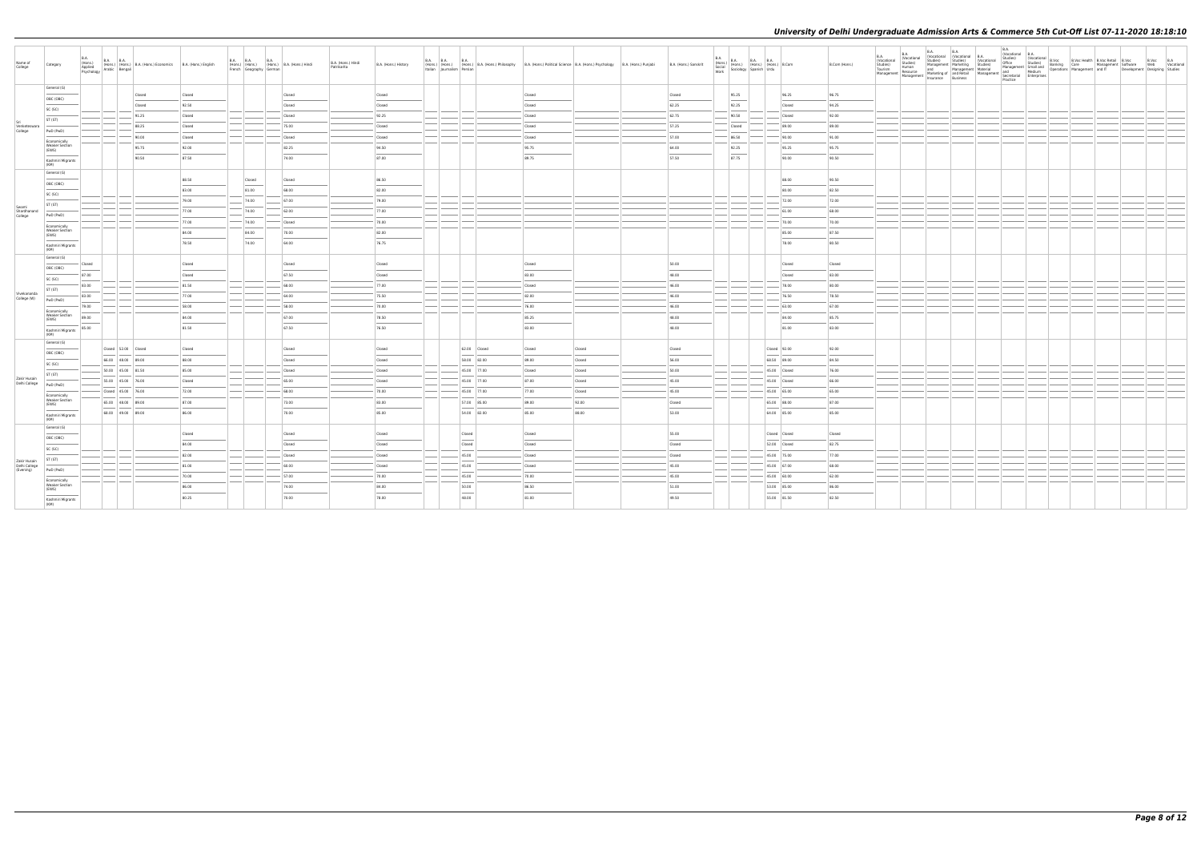| Name of College | Category | B.A. (Hons.) Applied Psychology | B.A. (Hons.) Arabic | B.A. (Hons.) Bengali | B.A. (Hons.) Economics | B.A. (Hons.) English | B.A. (Hons.) French | B.A. (Hons.) Geography | B.A. (Hons.) German | B.A. (Hons.) Hindi | B.A. (Hons.) Hindi Patrikarita | B.A. (Hons.) History | B.A. (Hons.) Italian | B.A. (Hons.) Journalism | B.A. (Hons.) Persian | B.A. (Hons.) Philosophy | B.A. (Hons.) Political Science | B.A. (Hons.) Psychology | B.A. (Hons.) Punjabi | B.A. (Hons.) Sanskrit | B.A. (Hons.) Social Work | B.A. (Hons.) Sociology | B.A. (Hons.) Spanish | B.A. (Hons.) Urdu | B.Com | B.Com (Hons.) | B.A. (Vocational Studies) Tourism Management | B.A. (Vocational Studies) Human Resource Management | B.A. (Vocational Studies) Management and Marketing of Insurance | B.A. (Vocational Studies) Marketing Management and Retail Business | B.A. (Vocational Studies) Material Management | B.A. (Vocational Studies) Office Management and Secretarial Practice | B.A. (Vocational Studies) Small and Medium Enterprises | B.Voc Banking Operations | B.Voc Health Care Management | B.Voc Retail Management and IT | B.Voc Software Development | B.Voc Web Designing | B.A Vocational Studies |
|---|---|---|---|---|---|---|---|---|---|---|---|---|---|---|---|---|---|---|---|---|---|---|---|---|---|---|---|---|---|---|---|---|---|---|---|---|---|---|---|
| Sri Venkateswara College | General (G) | | | | Closed | Closed | | | | Closed | | Closed | | | | | Closed | | | Closed | | 95.25 | | | 96.25 | 96.75 | | | | | | | | | | | | | |
| | OBC (OBC) | | | | Closed | 92.50 | | | | Closed | | Closed | | | | | Closed | | | 62.25 | | 92.25 | | | Closed | 94.25 | | | | | | | | | | | | | |
| | SC (SC) | | | | 91.25 | Closed | | | | Closed | | 92.25 | | | | | Closed | | | 62.75 | | 90.50 | | | Closed | 92.00 | | | | | | | | | | | | | |
| | ST (ST) | | | | 88.25 | Closed | | | | 75.00 | | Closed | | | | | Closed | | | 57.25 | | Closed | | | 89.00 | 89.00 | | | | | | | | | | | | | |
| | PwD (PwD) | | | | 90.00 | Closed | | | | Closed | | Closed | | | | | Closed | | | 57.00 | | 86.50 | | | 90.00 | 91.00 | | | | | | | | | | | | | |
| | Economically Weaker Section (EWS) | | | | 95.75 | 92.00 | | | | 82.25 | | 94.50 | | | | | 95.75 | | | 64.00 | | 92.25 | | | 95.25 | 95.75 | | | | | | | | | | | | | |
| | Kashmiri Migrants (KM) | | | | 90.50 | 87.50 | | | | 74.00 | | 87.00 | | | | | 89.75 | | | 57.50 | | 87.75 | | | 90.00 | 90.50 | | | | | | | | | | | | | |
| Swami Shardhanand College | General (G) | | | | | 88.50 | | Closed | | Closed | | 86.50 | | | | | | | | | | | | | 88.00 | 90.50 | | | | | | | | | | | | | |
| | OBC (OBC) | | | | | 83.00 | | 81.00 | | 68.00 | | 82.00 | | | | | | | | | | | | | 80.00 | 82.50 | | | | | | | | | | | | | |
| | SC (SC) | | | | | 79.00 | | 74.00 | | 67.00 | | 79.00 | | | | | | | | | | | | | 72.00 | 72.00 | | | | | | | | | | | | | |
| | ST (ST) | | | | | 77.00 | | 74.00 | | 62.00 | | 77.00 | | | | | | | | | | | | | 61.00 | 68.00 | | | | | | | | | | | | | |
| | PwD (PwD) | | | | | 77.00 | | 74.00 | | Closed | | 78.00 | | | | | | | | | | | | | 70.00 | 70.00 | | | | | | | | | | | | | |
| | Economically Weaker Section (EWS) | | | | | 84.00 | | 84.00 | | 70.00 | | 82.00 | | | | | | | | | | | | | 85.00 | 87.50 | | | | | | | | | | | | | |
| | Kashmiri Migrants (KM) | | | | | 78.50 | | 74.00 | | 64.00 | | 76.75 | | | | | | | | | | | | | 78.00 | 80.50 | | | | | | | | | | | | | |
| Vivekananda College (W) | General (G) | Closed | | | | Closed | | | | Closed | | Closed | | | | | Closed | | | 50.00 | | | | | Closed | Closed | | | | | | | | | | | | | |
| | OBC (OBC) | 87.00 | | | | Closed | | | | 67.50 | | Closed | | | | | 82.00 | | | 48.00 | | | | | Closed | 83.00 | | | | | | | | | | | | | |
| | SC (SC) | 83.00 | | | | 81.50 | | | | 68.00 | | 77.00 | | | | | Closed | | | 46.00 | | | | | 78.00 | 80.00 | | | | | | | | | | | | | |
| | ST (ST) | 83.00 | | | | 77.00 | | | | 64.00 | | 75.50 | | | | | 82.00 | | | 46.00 | | | | | 76.50 | 78.50 | | | | | | | | | | | | | |
| | PwD (PwD) | 79.00 | | | | 58.00 | | | | 58.00 | | 70.00 | | | | | 76.00 | | | 46.00 | | | | | 63.00 | 67.00 | | | | | | | | | | | | | |
| | Economically Weaker Section (EWS) | 89.00 | | | | 84.00 | | | | 67.00 | | 78.50 | | | | | 85.25 | | | 48.00 | | | | | 84.00 | 85.75 | | | | | | | | | | | | | |
| | Kashmiri Migrants (KM) | 85.00 | | | | 81.50 | | | | 67.50 | | 76.50 | | | | | 83.00 | | | 48.00 | | | | | 81.00 | 83.00 | | | | | | | | | | | | | |
| Zakir Husain Delhi College | General (G) | | Closed | 52.00 | Closed | Closed | | | | Closed | | Closed | | | 62.00 | Closed | Closed | Closed | | Closed | | | | Closed | 92.00 | 92.00 | | | | | | | | | | | | | |
| | OBC (OBC) | | 66.00 | 49.00 | 89.00 | 88.00 | | | | Closed | | Closed | | | 58.00 | 62.00 | 89.00 | Closed | | 56.00 | | | | 60.50 | 89.00 | 84.50 | | | | | | | | | | | | | |
| | SC (SC) | | 50.00 | 45.00 | 81.50 | 85.00 | | | | Closed | | Closed | | | 45.00 | 77.00 | Closed | Closed | | 50.00 | | | | 45.00 | Closed | 76.00 | | | | | | | | | | | | | |
| | ST (ST) | | 55.00 | 45.00 | 76.00 | Closed | | | | 65.00 | | Closed | | | 45.00 | 77.00 | 87.00 | Closed | | 45.00 | | | | 45.00 | Closed | 66.00 | | | | | | | | | | | | | |
| | PwD (PwD) | | Closed | 45.00 | 76.00 | 72.00 | | | | 68.00 | | 70.00 | | | 45.00 | 77.00 | 77.00 | Closed | | 45.00 | | | | 45.00 | 65.00 | 65.00 | | | | | | | | | | | | | |
| | Economically Weaker Section (EWS) | | 65.00 | 49.00 | 89.00 | 87.00 | | | | 73.00 | | 83.00 | | | 57.00 | 85.00 | 89.00 | 92.00 | | Closed | | | | 65.00 | 88.00 | 87.00 | | | | | | | | | | | | | |
| | Kashmiri Migrants (KM) | | 60.00 | 49.00 | 89.00 | 86.00 | | | | 70.00 | | 85.00 | | | 54.00 | 82.00 | 85.00 | 88.00 | | 53.00 | | | | 64.00 | 85.00 | 85.00 | | | | | | | | | | | | | |
| Zakir Husain Delhi College (Evening) | General (G) | | | | | Closed | | | | Closed | | Closed | | | Closed | | Closed | | | 55.00 | | | | Closed | Closed | Closed | | | | | | | | | | | | | |
| | OBC (OBC) | | | | | 84.00 | | | | Closed | | Closed | | | Closed | | Closed | | | Closed | | | | 52.00 | Closed | 82.75 | | | | | | | | | | | | | |
| | SC (SC) | | | | | 82.00 | | | | Closed | | Closed | | | 45.00 | | Closed | | | Closed | | | | 45.00 | 75.00 | 77.00 | | | | | | | | | | | | | |
| | ST (ST) | | | | | 81.00 | | | | 60.00 | | Closed | | | 45.00 | | Closed | | | 45.00 | | | | 45.00 | 67.00 | 68.00 | | | | | | | | | | | | | |
| | PwD (PwD) | | | | | 70.00 | | | | 57.00 | | 70.00 | | | 45.00 | | 78.00 | | | 45.00 | | | | 45.00 | 60.00 | 62.00 | | | | | | | | | | | | | |
| | Economically Weaker Section (EWS) | | | | | 86.00 | | | | 74.00 | | 84.00 | | | 50.00 | | 86.50 | | | 51.00 | | | | 53.00 | 85.00 | 86.00 | | | | | | | | | | | | | |
| | Kashmiri Migrants (KM) | | | | | 80.25 | | | | 70.00 | | 78.00 | | | 48.00 | | 81.00 | | | 49.50 | | | | 55.00 | 81.50 | 82.50 | | | | | | | | | | | | | |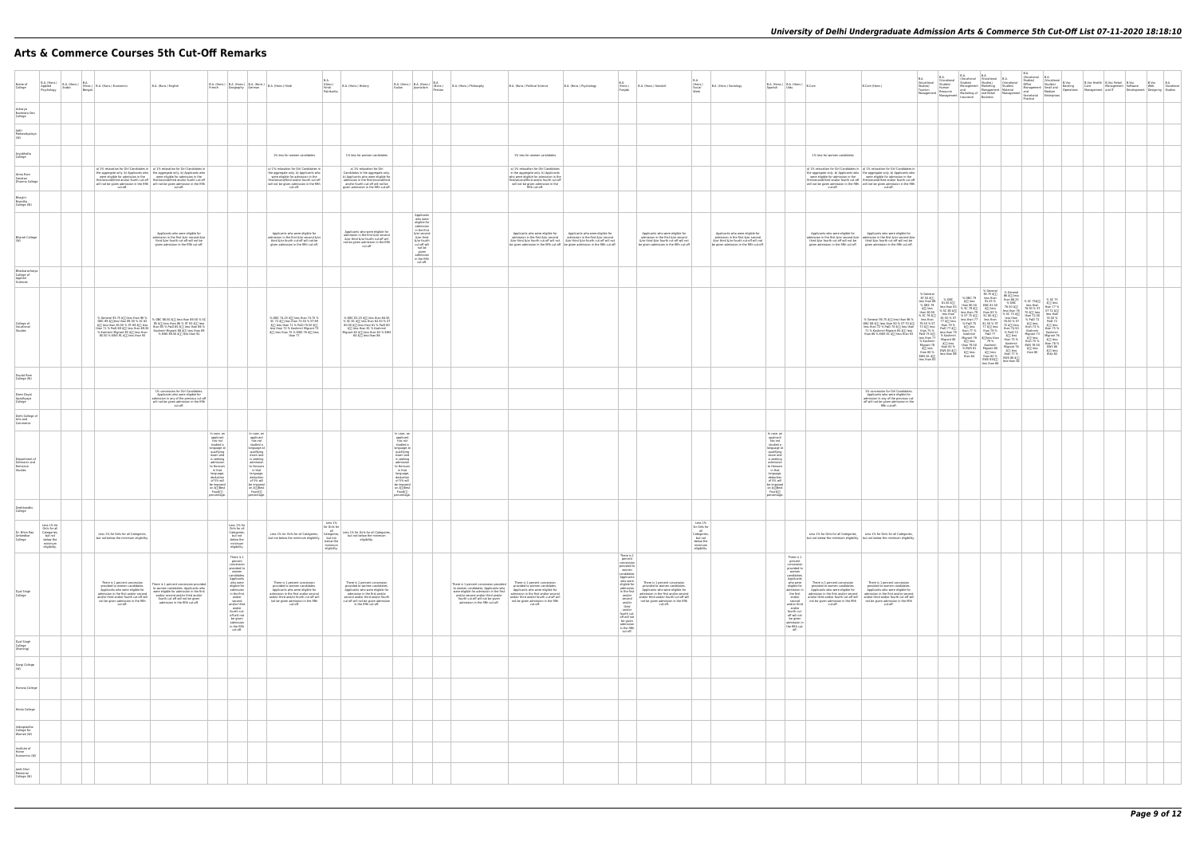# Arts & Commerce Courses 5th Cut-Off Remarks

| Name of College | B.A. (Hons.) Applied Psychology | B.A. (Hons.) Arabic | B.A. (Hons.) Bengali | B.A. (Hons.) Economics | B.A. (Hons.) English | B.A. (Hons.) French | B.A. (Hons.) Geography | B.A. (Hons.) German | B.A. (Hons.) Hindi | B.A. (Hons.) Hindi Patrakarita | B.A. (Hons.) History | B.A. (Hons.) Italian | B.A. (Hons.) Journalism | B.A. (Hons.) Persian | B.A. (Hons.) Philosophy | B.A. (Hons.) Political Science | B.A. (Hons.) Psychology | B.A. (Hons.) Punjabi | B.A. (Hons.) Sanskrit | B.A. (Hons.) Social Work | B.A. (Hons.) Sociology | B.A. (Hons.) Spanish | B.A. (Hons.) Urdu | B.Com | B.Com (Hons.) | B.A. (Vocational Studies) Tourism Management | B.A. (Vocational Studies) Human Resource Management | B.A. (Vocational Studies) Management and Marketing of Insurance | B.A. (Vocational Studies) Marketing Management and Retail Business | B.A. (Vocational Studies) Material Management | B.A. (Vocational Studies) Office Management and Secretarial Practice | B.A. (Vocational Studies) Small and Medium Enterprises | B.Voc Banking Operations | B.Voc Health Care | B.Voc Retail Management and IT | B.Voc Software Development | B.Voc Web Designing | B.A Vocational Studies |
|---|---|---|---|---|---|---|---|---|---|---|---|---|---|---|---|---|---|---|---|---|---|---|---|---|---|---|---|---|---|---|---|---|---|---|---|---|---|---|
| Acharya Narendra Dev College | | | | | | | | | | | | | | | | | | | | | | | | | | | | | | | | | | | | | | |
| Aditi Mahavidyalaya (W) | | | | | | | | | | | | | | | | | | | | | | | | | | | | | | | | | | | | | | |
| Aryabhatta College | | | | | | | | | 1% less for women candidates | | 1% less for women candidates | | | | | 1% less for women candidates | | | | | | | | 1% less for women candidates | | | | | | | | | | | | | | |
| Atma Ram Sanatan Dharma College | | | | a) 1% relaxation for Girl Candidates in the aggregate only. b) Applicants who were eligible for admission in the first/second/third and/or fourth cut-off will not be given admission in the fifth cut-off. | a) 1% relaxation for Girl Candidates in the aggregate only. b) Applicants who were eligible for admission in the first/second/third and/or fourth cut-off will not be given admission in the fifth cut-off. | | | | a) 1% relaxation for Girl Candidates in the aggregate only. b) Applicants who were eligible for admission in the first/second/third and/or fourth cut-off will not be given admission in the fifth cut-off. | | a) 1% relaxation for Girl Candidates in the aggregate only. b) Applicants who were eligible for admission in the first/second/third and/or fourth cut-off will not be given admission in the fifth cut-off. | | | | | a) 1% relaxation for Girl Candidates in the aggregate only. b) Applicants who were eligible for admission in the first/second/third and/or fourth cut-off will not be given admission in the fifth cut-off. | | | | | | | | a) 1% relaxation for Girl Candidates in the aggregate only. b) Applicants who were eligible for admission in the first/second/third and/or fourth cut-off will not be given admission in the fifth cut-off. | a) 1% relaxation for Girl Candidates in the aggregate only. b) Applicants who were eligible for admission in the first/second/third and/or fourth cut-off will not be given admission in the fifth cut-off. | | | | | | | | | | | | | |
| Bhagini Nivedita College (W) | | | | | | | | | | | | | | | | | | | | | | | | | | | | | | | | | | | | | | |
| Bharati College (W) | | | | | Applicants who were eligible for admission in the first &/or second &/or third &/or fourth cut-off will not be given admission in the fifth cut-off. | | | | Applicants who were eligible for admission in the first &/or second &/or third &/or fourth cut-off will not be given admission in the fifth cut-off. | | Applicants who were eligible for admission in the first &/or second &/or third &/or fourth cut-off will not be given admission in the fifth cut-off. | | Applicants who were eligible for admission in the first &/or second &/or third &/or fourth cut-off will not be given admission in the fifth cut-off. | | | Applicants who were eligible for admission in the first &/or second &/or third &/or fourth cut-off will not be given admission in the fifth cut-off. | Applicants who were eligible for admission in the first &/or second &/or third &/or fourth cut-off will not be given admission in the fifth cut-off. | | Applicants who were eligible for admission in the first &/or second &/or third &/or fourth cut-off will not be given admission in the fifth cut-off. | | Applicants who were eligible for admission in the first &/or second &/or third &/or fourth cut-off will not be given admission in the fifth cut-off. | | | Applicants who were eligible for admission in the first &/or second &/or third &/or fourth cut-off will not be given admission in the fifth cut-off. | Applicants who were eligible for admission in the first &/or second &/or third &/or fourth cut-off will not be given admission in the fifth cut-off. | | | | | | | | | | | | | |
| Bhaskaracharya College of Applied Sciences | | | | | | | | | | | | | | | | | | | | | | | | | | | | | | | | | | | | | | |
| College of Vocational Studies | | | | % General 95.75 â less than 96 % OBC 89 â less than 89.50 % SC 82 â less than 83 % ST 69 â less than 70 % PwD 69 â less than 70 % Kashmiri Migrant 85 â less than 86 % EWS 92 â less than 93 | % OBC 88.50 â less than 89.50 % SC 85 â less than 86 % ST 83 â less than 84 % PwD 85 â less than 86 % Kashmiri Migrant 88 â less than 89 % EWS 89.50 â less than 91 | | | | % OBC 74.25 â less than 74.75 % SC 72 â less than 73.50 % ST 69 â less than 71 % PwD 70.50 â less than 72 % Kashmiri Migrant 73 â less than 75 % EWS 76 â less than 77 | | % OBC 83.25 â less than 84.00 % SC 81 â less than 82.50 % ST 80.50 â less than 81 % PwD 80 â less than 81 % Kashmiri Migrant 82 â less than 83 % EWS 84.8 â less than 86 | | | | | | | | | | | | | | % General 95.75 â less than 96 % OBC 88 â less than 90 % ST 70 â less than 73 % PwD 75 â less than 76 % Kashmiri Migrant 85 â less than 86 % EWS 91.75 â less than 93 | % General 87.50 â less than 88 % OBC 79 â less than 80.50 % SC 78 â less than 79 % ST 71 â less than 73 % PwD 75 â less than 77 % Kashmiri Migrant 78 â less than 80 % EWS 81 â less than 83 | % OBC 81.50 â less than 83 % SC 80 â less than 81 % ST 77 â less than 79 % PwD 77 â less than 78 % Kashmiri Migrant 80 â less than 81 % EWS 84 â less than 86 | % OBC 79 â less than 80.50 % SC 78 â less than 79 % ST 75 â less than 77 % PwD 75 â less than 77 % Kashmiri Migrant 78 â less than 79.50 % EWS 81 â less than 84 | % General 90.75 â less than 91.25 % OBC 83.50 â less than 84 % SC 80 â less than 81 % ST 75 â less than 77 % PwD 75 â less than 77 % Kashmiri Migrant 80 â less than 81 % EWS 85 â less than 86 | % General 86.50 â less than 88.25 % OBC 79.50 â less than 79 % SC 73.50 â less than 75 % ST 72 â less than 73 % PwD 72 â less than 73 % Kashmiri Migrant 75 â less than 77 % EWS 80 â less than 82 | % SC 75 â less than 77 % ST 72 â less than 73.50 % PwD 72 â less than 73 % Kashmiri Migrant 78 â less than 79 % EWS 78.50 â less than 80 | % SC 75 â less than 77 % ST 73.50 % PwD 72 â less than 73 % Kashmiri Migrant 78 â less than 79 % EWS 80 â less than 82 | | | | | | |
| Daulat Ram College (W) | | | | | | | | | | | | | | | | | | | | | | | | | | | | | | | | | | | | | | |
| Deen Dayal Upadhyaya College | | | | | 1% concession for Girl Candidates. Applicants who were eligible for admission in any of the previous cut-off will not be given admission in the fifth cut-off. | | | | | | | | | | | | | | | | | | | | 1% concession for Girl Candidates. Applicants who were eligible for admission in any of the previous cut-off will not be given admission in the fifth cut-off. | | | | | | | | | | | | | |
| Delhi College of Arts and Commerce | | | | | | | | | | | | | | | | | | | | | | | | | | | | | | | | | | | | | | |
| Department of Germanic and Romance Studies | | | | | | In case, an applicant has not studied a language of qualifying exam and is seeking admission to Honours in that language, deduction of 5% will be imposed on â Best Fourâ percentage | | In case, an applicant has not studied a language of qualifying exam and is seeking admission to Honours in that language, deduction of 5% will be imposed on â Best Fourâ percentage | | | | In case, an applicant has not studied a language of qualifying exam and is seeking admission to Honours in that language, deduction of 5% will be imposed on â Best Fourâ percentage | | | | | | | | | | In case, an applicant has not studied a language of qualifying exam and is seeking admission to Honours in that language, deduction of 5% will be imposed on â Best Fourâ percentage | | | | | | | | | | | | | | | | |
| Deshbandhu College | | | | | | | | | | | | | | | | | | | | | | | | | | | | | | | | | | | | | | |
| Dr. Bhim Rao Ambedkar College | Less 1% for Girls for all Categories, but not below the minimum eligibility. | | | Less 1% for Girls for all Categories, but not below the minimum eligibility. | | | Less 1% for Girls for all Categories, but not below the minimum eligibility. | | Less 1% for Girls for all Categories, but not below the minimum eligibility. | Less 1% for Girls for all Categories, but not below the minimum eligibility. | Less 1% for Girls for all Categories, but not below the minimum eligibility. | | | | | | | | | Less 1% for Girls for all Categories, but not below the minimum eligibility. | | | | Less 1% for Girls for all Categories, but not below the minimum eligibility. | Less 1% for Girls for all Categories, but not below the minimum eligibility. | | | | | | | | | | | | | |
| Dyal Singh College | | | | There is 1 percent concession provided to women candidates. Applicants who were eligible for admission in the first and/or second and/or third and/or fourth cut-off will not be given admission in the fifth cut-off. | There is 1 percent concession provided to women candidates. Applicants who were eligible for admission in the first and/or second and/or third and/or fourth cut-off will not be given admission in the fifth cut-off. | | There is 1 percent concession provided to women candidates. Applicants who were eligible for admission in the first and/or second and/or third and/or fourth cut-off will not be given admission in the fifth cut-off. | | There is 1 percent concession provided to women candidates. Applicants who were eligible for admission in the first and/or second and/or third and/or fourth cut-off will not be given admission in the fifth cut-off. | | There is 1 percent concession provided to women candidates. Applicants who were eligible for admission in the first and/or second and/or third and/or fourth cut-off will not be given admission in the fifth cut-off. | | | | There is 1 percent concession provided to women candidates. Applicants who were eligible for admission in the first and/or second and/or third and/or fourth cut-off will not be given admission in the fifth cut-off. | There is 1 percent concession provided to women candidates. Applicants who were eligible for admission in the first and/or second and/or third and/or fourth cut-off will not be given admission in the fifth cut-off. | | There is 1 percent concession provided to women candidates. Applicants who were eligible for admission in the first and/or second and/or third and/or fourth cut-off will not be given admission in the fifth cut-off. | There is 1 percent concession provided to women candidates. Applicants who were eligible for admission in the first and/or second and/or third and/or fourth cut-off will not be given admission in the fifth cut-off. | | | | There is 1 percent concession provided to women candidates. Applicants who were eligible for admission in the first and/or second and/or third and/or fourth cut-off will not be given admission in the fifth cut-off. | There is 1 percent concession provided to women candidates. Applicants who were eligible for admission in the first and/or second and/or third and/or fourth cut-off will not be given admission in the fifth cut-off. | There is 1 percent concession provided to women candidates. Applicants who were eligible for admission in the first and/or second and/or third and/or fourth cut-off will not be given admission in the fifth cut-off. | | | | | | | | | | | | | |
| Dyal Singh College (Evening) | | | | | | | | | | | | | | | | | | | | | | | | | | | | | | | | | | | | | | |
| Gargi College (W) | | | | | | | | | | | | | | | | | | | | | | | | | | | | | | | | | | | | | | |
| Hansraj College | | | | | | | | | | | | | | | | | | | | | | | | | | | | | | | | | | | | | | |
| Hindu College | | | | | | | | | | | | | | | | | | | | | | | | | | | | | | | | | | | | | | |
| Indraprastha College for Women (W) | | | | | | | | | | | | | | | | | | | | | | | | | | | | | | | | | | | | | | |
| Institute of Home Economics (W) | | | | | | | | | | | | | | | | | | | | | | | | | | | | | | | | | | | | | | |
| Janki Devi Memorial College (W) | | | | | | | | | | | | | | | | | | | | | | | | | | | | | | | | | | | | | | |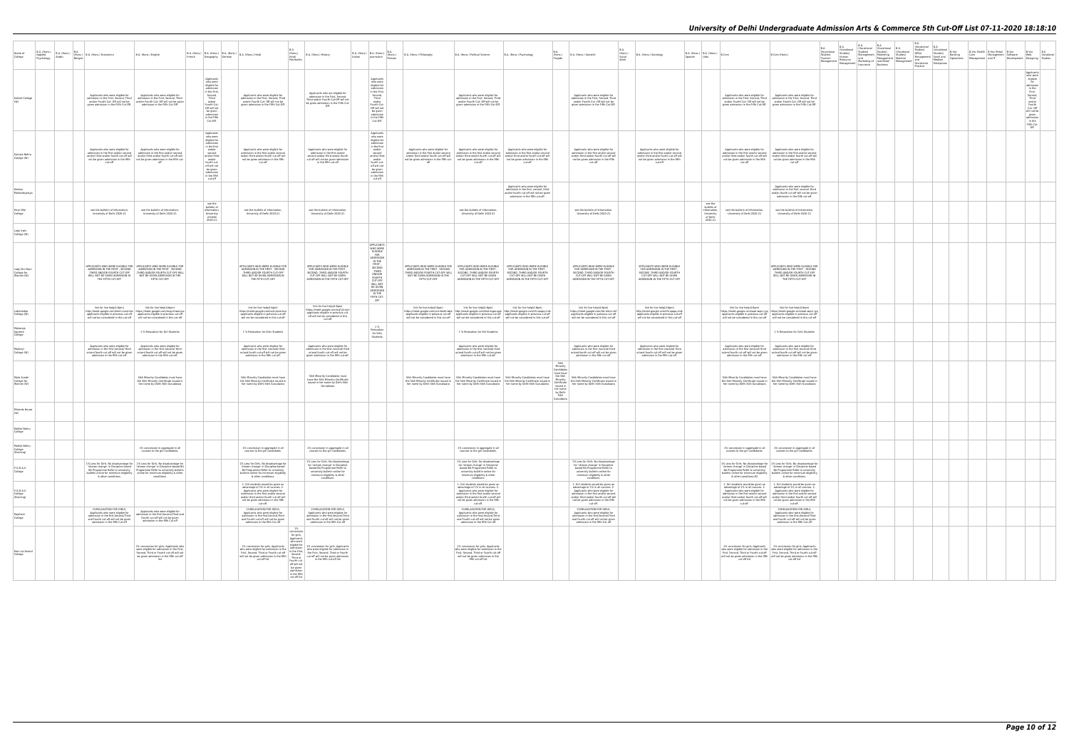| Name of College | B.A. (Hons.) Applied Psychology | B.A. (Hons.) Arabic | B.A. (Hons.) Bengali | B.A. (Hons.) Economics | B.A. (Hons.) English | B.A. (Hons.) French | B.A. (Hons.) Geography | B.A. (Hons.) German | B.A. (Hons.) Hindi | B.A. (Hons.) Hindi Patrikarita | B.A. (Hons.) History | B.A. (Hons.) Italian | B.A. (Hons.) Journalism | B.A. (Hons.) Persian | B.A. (Hons.) Philosophy | B.A. (Hons.) Political Science | B.A. (Hons.) Psychology | B.A. (Hons.) Punjabi | B.A. (Hons.) Sanskrit | B.A. (Hons.) Social Work | B.A. (Hons.) Sociology | B.A. (Hons.) Spanish | B.A. (Hons.) Urdu | B.Com | B.Com (Hons.) | B.A. (Vocational Studies) Tourism Management | B.A. (Vocational Studies) Human Resource Management | B.A. (Vocational Studies) Management and Marketing of Insurance | B.A. (Vocational Studies) Marketing Management and Retail Business | B.A. (Vocational Studies) Material Management | B.A. (Vocational Studies) Office Management and Secretarial Practice | B.A. (Vocational Studies) Small and Medium Enterprises | B.Voc Banking Operations | B.Voc Health Care | B.Voc Retail Management and IT | B.Voc Software Development | B.Voc Web Designing | B.A. Vocational Studies |
|---|---|---|---|---|---|---|---|---|---|---|---|---|---|---|---|---|---|---|---|---|---|---|---|---|---|---|---|---|---|---|---|---|---|---|---|---|---|---|
| Kalindi College (W) | | | | Applicants who were eligible for admission in the First, Second, Third and/or Fourth Cut-Off will not be given admission in the Fifth Cut-Off. | Applicants who were eligible for admission in the First, Second, Third and/or Fourth Cut-Off will not be given admission in the Fifth Cut-Off. | | Applicants who were eligible for admission in the First, Second, Third and/or Fourth Cut-Off will not be given admission in the Fifth Cut-Off. | | Applicants who were eligible for admission in the First, Second, Third and/or Fourth Cut-Off will not be given admission in the Fifth Cut-Off. | | Applicants who were eligible for admission in the First, Second, Third and/or Fourth Cut-Off will not be given admission in the Fifth Cut-Off. | | Applicants who were eligible for admission in the First, Second, Third and/or Fourth Cut-Off will not be given admission in the Fifth Cut-Off. | | | Applicants who were eligible for admission in the First, Second, Third and/or Fourth Cut-Off will not be given admission in the Fifth Cut-Off. | | | Applicants who were eligible for admission in the First, Second, Third and/or Fourth Cut-Off will not be given admission in the Fifth Cut-Off. | | | | | Applicants who were eligible for admission in the First, Second, Third and/or Fourth Cut-Off will not be given admission in the Fifth Cut-Off. | Applicants who were eligible for admission in the First, Second, Third and/or Fourth Cut-Off will not be given admission in the Fifth Cut-Off. | | | | | | | | | | | | | Applicants who were eligible for admission in the First, Second, Third and/or Fourth Cut-Off will not be given admission in the Fifth Cut-Off. |
| Kamala Nehru College (W) | | | | Applicants who were eligible for admission in the first and/or second and/or third and/or fourth cut-off will not be given admission in the fifth cut-off | Applicants who were eligible for admission in the first and/or second and/or third and/or fourth cut-off will not be given admission in the fifth cut-off | | Applicants who were eligible for admission in the first and/or second and/or third and/or fourth cut-off will not be given admission in the fifth cut-off | | Applicants who were eligible for admission in the first and/or second and/or third and/or fourth cut-off will not be given admission in the fifth cut-off | | Applicants who were eligible for admission in the first and/or second and/or third and/or fourth cut-off will not be given admission in the fifth cut-off | | Applicants who were eligible for admission in the first and/or second and/or third and/or fourth cut-off will not be given admission in the fifth cut-off | | Applicants who were eligible for admission in the first and/or second and/or third and/or fourth cut-off will not be given admission in the fifth cut-off | Applicants who were eligible for admission in the first and/or second and/or third and/or fourth cut-off will not be given admission in the fifth cut-off | Applicants who were eligible for admission in the first and/or second and/or third and/or fourth cut-off will not be given admission in the fifth cut-off | | Applicants who were eligible for admission in the first and/or second and/or third and/or fourth cut-off will not be given admission in the fifth cut-off | | Applicants who were eligible for admission in the first and/or second and/or third and/or fourth cut-off will not be given admission in the fifth cut-off | | | Applicants who were eligible for admission in the first and/or second and/or third and/or fourth cut-off will not be given admission in the fifth cut-off | Applicants who were eligible for admission in the first and/or second and/or third and/or fourth cut-off will not be given admission in the fifth cut-off | | | | | | | | | | | | | |
| Keshav Mahavidyalaya | | | | | | | | | | | | | | | | | Applicants who were eligible for admission in the first, second, third and/or fourth cut-off will not be given admission in the fifth cut-off. | | | | | | | | Applicants who were eligible for admission in the first, second, third and/or fourth cut-off will not be given admission in the fifth cut-off. | | | | | | | | | | | | | |
| Kirori Mal College | | | | see the bulletin of information, University of Delhi 2020-21 | see the bulletin of information, University of Delhi 2020-21 | | see the bulletin of information, University of Delhi 2020-21 | | see the bulletin of information, University of Delhi 2020-21 | | see the bulletin of information, University of Delhi 2020-21 | | | | | see the bulletin of information, University of Delhi 2020-21 | | | see the bulletin of information, University of Delhi 2020-21 | | | | see the bulletin of information, University of Delhi 2020-21 | see the bulletin of information, University of Delhi 2020-21 | see the bulletin of information, University of Delhi 2020-21 | | | | | | | | | | | | | |
| Lady Irwin College (W) | | | | | | | | | | | | | | | | | | | | | | | | | | | | | | | | | | | | | | |
| Lady Shri Ram College for Women (W) | | | | APPLICANTS WHO WERE ELIGIBLE FOR ADMISSION IN THE FIRST , SECOND , THIRD AND/OR FOURTH CUT-OFF WILL NOT BE GIVEN ADMISSION IN THE FIFTH CUT-OFF | APPLICANTS WHO WERE ELIGIBLE FOR ADMISSION IN THE FIRST , SECOND , THIRD AND/OR FOURTH CUT-OFF WILL NOT BE GIVEN ADMISSION IN THE FIFTH CUT-OFF | | | | APPLICANTS WHO WERE ELIGIBLE FOR ADMISSION IN THE FIRST , SECOND , THIRD AND/OR FOURTH CUT-OFF WILL NOT BE GIVEN ADMISSION IN THE FIFTH CUT-OFF | | APPLICANTS WHO WERE ELIGIBLE FOR ADMISSION IN THE FIRST , SECOND , THIRD AND/OR FOURTH CUT-OFF WILL NOT BE GIVEN ADMISSION IN THE FIFTH CUT-OFF | | APPLICANTS WHO WERE ELIGIBLE FOR ADMISSION IN THE FIRST SECOND THIRD AND/OR FOURTH CUT OFF WILL NOT BE GIVEN ADMISSION IN THE FIFTH CUT-OFF | | APPLICANTS WHO WERE ELIGIBLE FOR ADMISSION IN THE FIRST , SECOND , THIRD AND/OR FOURTH CUT-OFF WILL NOT BE GIVEN ADMISSION IN THE FIFTH CUT-OFF | APPLICANTS WHO WERE ELIGIBLE FOR ADMISSION IN THE FIRST , SECOND , THIRD AND/OR FOURTH CUT-OFF WILL NOT BE GIVEN ADMISSION IN THE FIFTH CUT-OFF | APPLICANTS WHO WERE ELIGIBLE FOR ADMISSION IN THE FIRST , SECOND , THIRD AND/OR FOURTH CUT-OFF WILL NOT BE GIVEN ADMISSION IN THE FIFTH CUT-OFF | | APPLICANTS WHO WERE ELIGIBLE FOR ADMISSION IN THE FIRST , SECOND , THIRD AND/OR FOURTH CUT-OFF WILL NOT BE GIVEN ADMISSION IN THE FIFTH CUT-OFF | | APPLICANTS WHO WERE ELIGIBLE FOR ADMISSION IN THE FIRST , SECOND , THIRD AND/OR FOURTH CUT-OFF WILL NOT BE GIVEN ADMISSION IN THE FIFTH CUT-OFF | | | | APPLICANTS WHO WERE ELIGIBLE FOR ADMISSION IN THE FIRST , SECOND , THIRD AND/OR FOURTH CUT-OFF WILL NOT BE GIVEN ADMISSION IN THE FIFTH CUT-OFF | | | | | | | | | | | | | |
| Lakshmibai College (W) | | | | link for live help(4-6pm) applicants eligible in previous cut-off will not be considered in this cut-off | link for live help(4-6pm) applicants eligible in previous cut-off will not be considered in this cut-off | | | | link for live help(4-6pm) applicants eligible in previous cut-off will not be considered in this cut-off | | link for live help(4-6pm) applicants eligible in previous cut-off will not be considered in this cut-off | | | | link for live help(4-6pm) applicants eligible in previous cut-off will not be considered in this cut-off | link for live help(4-6pm) applicants eligible in previous cut-off will not be considered in this cut-off | link for live help(4-6pm) applicants eligible in previous cut-off will not be considered in this cut-off | | link for live help(4-6pm) applicants eligible in previous cut-off will not be considered in this cut-off | | link for live help(4-6pm) applicants eligible in previous cut-off will not be considered in this cut-off | | | link for live help(4-6pm) applicants eligible in previous cut-off will not be considered in this cut-off | link for live help(4-6pm) applicants eligible in previous cut-off will not be considered in this cut-off | | | | | | | | | | | | | |
| Maharaja Agrasen College | | | | | 1 % Relaxation for Girl Students | | | | 1 % Relaxation for Girls Students | | | | 1 % Relaxation for Girls Students | | | 1 % Relaxation for Girl Students | | | | | | | | | 1 % Relaxation for Girls Students | | | | | | | | | | | | | |
| Maitreyi College (W) | | | | Applicants who were eligible for admission in the first /second/ third or/and fourth cut-off will not be given admission in the fifth cut-off. | Applicants who were eligible for admission in the first /second/ third or/and fourth cut-off will not be given admission in the fifth cut-off. | | | | Applicants who were eligible for admission in the first /second/ third or/and fourth cut-off will not be given admission in the fifth cut-off. | | Applicants who were eligible for admission in the first /second/ third or/and fourth cut-off will not be given admission in the fifth cut-off. | | | | | Applicants who were eligible for admission in the first /second/ third or/and fourth cut-off will not be given admission in the fifth cut-off. | | | Applicants who were eligible for admission in the first /second/ third or/and fourth cut-off will not be given admission in the fifth cut-off. | | Applicants who were eligible for admission in the first /second/ third or/and fourth cut-off will not be given admission in the fifth cut-off. | | | Applicants who were eligible for admission in the first /second/ third or/and fourth cut-off will not be given admission in the fifth cut-off. | Applicants who were eligible for admission in the first /second/ third or/and fourth cut-off will not be given admission in the fifth cut-off. | | | | | | | | | | | | | |
| Mata Sundri College for Women (W) | | | | | Sikh Minority Candidates must have the Sikh Minority Certificate issued in her name by Delhi Sikh Gurudwara | | | | Sikh Minority Candidates must have the Sikh Minority Certificate issued in her name by Delhi Sikh Gurudwara | | Sikh Minority Candidates must have the Sikh Minority Certificate issued in her name by Delhi Sikh Gurudwara | | | | Sikh Minority Candidates must have the Sikh Minority Certificate issued in her name by Delhi Sikh Gurudwara | Sikh Minority Candidates must have the Sikh Minority Certificate issued in her name by Delhi Sikh Gurudwara | Sikh Minority Candidates must have the Sikh Minority Certificate issued in her name by Delhi Sikh Gurudwara | Sikh Minority Candidates must have the Sikh Minority Certificate issued in her name by Delhi Sikh Gurudwara | Sikh Minority Candidates must have the Sikh Minority Certificate issued in her name by Delhi Sikh Gurudwara | | | | | Sikh Minority Candidates must have the Sikh Minority Certificate issued in her name by Delhi Sikh Gurudwara | Sikh Minority Candidates must have the Sikh Minority Certificate issued in her name by Delhi Sikh Gurudwara | | | | | | | | | | | | | |
| Miranda House (W) | | | | | | | | | | | | | | | | | | | | | | | | | | | | | | | | | | | | | | |
| Motilal Nehru College | | | | | | | | | | | | | | | | | | | | | | | | | | | | | | | | | | | | | | |
| Motilal Nehru College (Evening) | | | | | 1% concession in aggregate in all courses to the girl candidates. | | | | 1% concession in aggregate in all courses to the girl candidates. | | 1% concession in aggregate in all courses to the girl candidates. | | | | | 1% concession in aggregate in all courses to the girl candidates. | | | | | | | | 1% concession in aggregate in all courses to the girl candidates. | 1% concession in aggregate in all courses to the girl candidates. | | | | | | | | | | | | | |
| P.G.D.A.V. College | | | | 1% Less for Girls. No disadvantage for 'stream change' in Discipline based BA Programme Refer to university bulletin online for minimum eligibility & other conditions. | 1% Less for Girls. No disadvantage for 'stream change' in Discipline based BA Programme Refer to university bulletin online for minimum eligibility & other conditions. | | | | 1% Less for Girls. No disadvantage for 'stream change' in Discipline based BA Programme Refer to university bulletin online for minimum eligibility & other conditions. | | 1% Less for Girls. No disadvantage for 'stream change' in Discipline based BA Programme Refer to university bulletin online for minimum eligibility & other conditions. | | | | | 1% Less for Girls. No disadvantage for 'stream change' in Discipline based BA Programme Refer to university bulletin online for minimum eligibility & other conditions. | | | 1% Less for Girls. No disadvantage for 'stream change' in Discipline based BA Programme Refer to university bulletin online for minimum eligibility & other conditions. | | | | | 1% Less for Girls. No disadvantage for 'stream change' in Discipline based BA Programme Refer to university bulletin online for minimum eligibility & other conditions. | 1% Less for Girls. No disadvantage for 'stream change' in Discipline based BA Programme Refer to university bulletin online for minimum eligibility & other conditions. | | | | | | | | | | | | | |
| P.G.D.A.V. College (Evening) | | | | | | | | | 1. Girl students would be given an advantage of 1% in all courses. 2. Applicants who were eligible for admission in the first and/or second and/or third and/or fourth cut-off will not be given admission in the fifth cut-off. | | | | | | | 1. Girl students would be given an advantage of 1% in all courses. 2. Applicants who were eligible for admission in the first and/or second and/or third and/or fourth cut-off will not be given admission in the fifth cut-off. | | | 1. Girl students would be given an advantage of 1% in all courses. 2. Applicants who were eligible for admission in the first and/or second and/or third and/or fourth cut-off will not be given admission in the fifth cut-off. | | | | | 1. Girl students would be given an advantage of 1% in all courses. 2. Applicants who were eligible for admission in the first and/or second and/or third and/or fourth cut-off will not be given admission in the fifth cut-off. | 1. Girl students would be given an advantage of 1% in all courses. 2. Applicants who were eligible for admission in the first and/or second and/or third and/or fourth cut-off will not be given admission in the fifth cut-off. | | | | | | | | | | | | | |
| Rajdhani College | | | | 1% RELAXATION FOR GIRLS. Applicants who were eligible for admission in the first,Second,Third and Fourth cut-off will not be given admission in the fifth Cut off | Applicants who were eligible for admission in the first,Second,Third and Fourth cut-off will not be given admission in the fifth Cut off | | | | 1% RELAXATION FOR GIRLS. Applicants who were eligible for admission in the first,Second,Third and Fourth cut-off will not be given admission in the fifth Cut off | | 1% RELAXATION FOR GIRLS. Applicants who were eligible for admission in the first,Second,Third and Fourth cut-off will not be given admission in the fifth Cut off | | | | | 1% RELAXATION FOR GIRLS. Applicants who were eligible for admission in the first,Second,Third and Fourth cut-off will not be given admission in the fifth Cut off | | | 1% RELAXATION FOR GIRLS. Applicants who were eligible for admission in the first,Second,Third and Fourth cut-off will not be given admission in the fifth Cut off | | | | | | 1% RELAXATION FOR GIRLS. Applicants who were eligible for admission in the first,Second,Third and Fourth cut-off will not be given admission in the fifth Cut off | | | | | | | | | | | | | |
| Ram Lal Anand College | | | | | 1% concession for girls. Applicants who were eligible for admission in the First, Second, Third or Fourth cut-off will not be given admission in the fifth cut-off list | | | | 1% concession for girls. Applicants who were eligible for admission in the First, Second, Third or Fourth cut-off will not be given admission in the fifth cut-off list | 1% concession for girls. Applicants who were eligible for admission in the First, Second, Third or Fourth cut-off will not be given admission in the fifth cut-off list | 1% concession for girls. Applicants who were eligible for admission in the First, Second, Third or Fourth cut-off will not be given admission in the fifth cut-off list | | | | | 1% concession for girls. Applicants who were eligible for admission in the First, Second, Third or Fourth cut-off will not be given admission in the fifth cut-off list | | | | | | | | 1% concession for girls. Applicants who were eligible for admission in the First, Second, Third or Fourth cut-off will not be given admission in the fifth cut-off list | 1% concession for girls. Applicants who were eligible for admission in the First, Second, Third or Fourth cut-off will not be given admission in the fifth cut-off list | | | | | | | | | | | | | |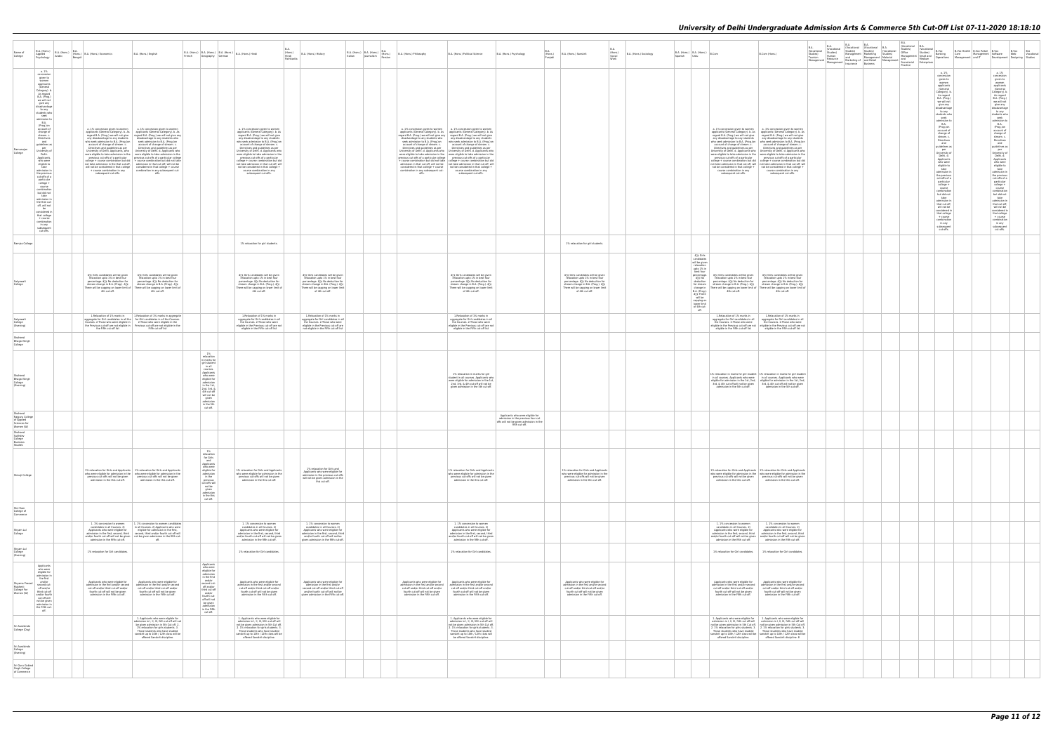# University of Delhi Undergraduate Admission Arts & Commerce 5th Cut-Off List 07-11-2020 18:18:10

| Name of College | B.A. (Hons.) Applied Psychology | B.A. (Hons.) Arabic | B.A. (Hons.) Bengali | B.A. (Hons.) Economics | B.A. (Hons.) English | B.A. (Hons.) French | B.A. (Hons.) Geography | B.A. (Hons.) German | B.A. (Hons.) Hindi | B.A. (Hons.) Hindi Patrikarita | B.A. (Hons.) History | B.A. (Hons.) Italian | B.A. (Hons.) Journalism | B.A. (Hons.) Persian | B.A. (Hons.) Philosophy | B.A. (Hons.) Political Science | B.A. (Hons.) Psychology | B.A. (Hons.) Punjabi | B.A. (Hons.) Sanskrit | B.A. (Hons.) Social Work | B.A. (Hons.) Sociology | B.A. (Hons.) Spanish | B.A. (Hons.) Urdu | B.Com | B.Com (Hons.) | B.A. (Vocational Studies) Tourism Management | B.A. (Vocational Studies) Human Resource Management | B.A. (Vocational Studies) Management and Marketing of Insurance | B.A. (Vocational Studies) Marketing Management and Retail Business | B.A. (Vocational Studies) Material Management | B.A. (Vocational Studies) Office Management and Secretarial Practice | B.A. (Vocational Studies) Small and Medium Enterprises | B.Voc Banking Operations | B.Voc Health Care Management | B.Voc Retail Management and IT | B.Voc Software Development | B.Voc Web Designing | B.A Vocational Studies |
|---|---|---|---|---|---|---|---|---|---|---|---|---|---|---|---|---|---|---|---|---|---|---|---|---|---|---|---|---|---|---|---|---|---|---|---|---|---|---|
| Ramanujan College | a. 1% concession given to women applicants (General Category). b. As regard B.A. (Prog.) we will not give any disadvantage to any students who seek admission to B.A. (Prog.)on account of change of stream. c. Directions and guidelines as per University of Delhi. d. Applicants who were eligible to take admission in the previous cut-offs of a particular college + course combination but did not take admission in that cut-off, will not be considered in that college + course combination in any subsequent cut-offs. | | | a. 1% concession given to women applicants (General Category). b. As regard B.A. (Prog.) we will not give any disadvantage to any students who seek admission to B.A. (Prog.)on account of change of stream. c. Directions and guidelines as per University of Delhi. d. Applicants who were eligible to take admission in the previous cut-offs of a particular college + course combination but did not take admission in that cut-off, will not be considered in that college + course combination in any subsequent cut-offs. | a. 1% concession given to women applicants (General Category). b. As regard B.A. (Prog.) we will not give any disadvantage to any students who seek admission to B.A. (Prog.)on account of change of stream. c. Directions and guidelines as per University of Delhi. d. Applicants who were eligible to take admission in the previous cut-offs of a particular college + course combination but did not take admission in that cut-off, will not be considered in that college + course combination in any subsequent cut-offs. | | | | a. 1% concession given to women applicants (General Category). b. As regard B.A. (Prog.) we will not give any disadvantage to any students who seek admission to B.A. (Prog.)on account of change of stream. c. Directions and guidelines as per University of Delhi. d. Applicants who were eligible to take admission in the previous cut-offs of a particular college + course combination but did not take admission in that cut-off, will not be considered in that college + course combination in any subsequent cut-offs. | | | | | | a. 1% concession given to women applicants (General Category). b. As regard B.A. (Prog.) we will not give any disadvantage to any students who seek admission to B.A. (Prog.)on account of change of stream. c. Directions and guidelines as per University of Delhi. d. Applicants who were eligible to take admission in the previous cut-offs of a particular college + course combination but did not take admission in that cut-off, will not be considered in that college + course combination in any subsequent cut-offs. | a. 1% concession given to women applicants (General Category). b. As regard B.A. (Prog.) we will not give any disadvantage to any students who seek admission to B.A. (Prog.)on account of change of stream. c. Directions and guidelines as per University of Delhi. d. Applicants who were eligible to take admission in the previous cut-offs of a particular college + course combination but did not take admission in that cut-off, will not be considered in that college + course combination in any subsequent cut-offs. | | | | | | | | a. 1% concession given to women applicants (General Category). b. As regard B.A. (Prog.) we will not give any disadvantage to any students who seek admission to B.A. (Prog.)on account of change of stream. c. Directions and guidelines as per University of Delhi. d. Applicants who were eligible to take admission in the previous cut-offs of a particular college + course combination but did not take admission in that cut-off, will not be considered in that college + course combination in any subsequent cut-offs. | a. 1% concession given to women applicants (General Category). b. As regard B.A. (Prog.) we will not give any disadvantage to any students who seek admission to B.A. (Prog.)on account of change of stream. c. Directions and guidelines as per University of Delhi. d. Applicants who were eligible to take admission in the previous cut-offs of a particular college + course combination but did not take admission in that cut-off, will not be considered in that college + course combination in any subsequent cut-offs. | | | | | | | | a. 1% concession given to women applicants (General Category). b. As regard B.A. (Prog.) we will not give any disadvantage to any students who seek admission to B.A. (Prog.)on account of change of stream. c. Directions and guidelines as per University of Delhi. d. Applicants who were eligible to take admission in the previous cut-offs of a particular college + course combination but did not take admission in that cut-off, will not be considered in that college + course combination in any subsequent cut-offs. | | | a. 1% concession given to women applicants (General Category). b. As regard B.A. (Prog.) we will not give any disadvantage to any students who seek admission to B.A. (Prog.)on account of change of stream. c. Directions and guidelines as per University of Delhi. d. Applicants who were eligible to take admission in the previous cut-offs of a particular college + course combination but did not take admission in that cut-off, will not be considered in that college + course combination in any subsequent cut-offs. | | |
| Ramjas College | | | | | | | | | 1% relaxation for girl students. | | | | | | | | | | 1% relaxation for girl students. | | | | | | | | | | | | | | | | | | | |
| Satyawati College | | | | i)Girls candidates will be given relaxation upto 1% in best four percentage. ii) No deduction for stream change in B.A. (Prog.). iii) There will be capping on lower limit of 4th cut-off. | i)Girls candidates will be given relaxation upto 1% in best four percentage. ii) No deduction for stream change in B.A. (Prog.). iii) There will be capping on lower limit of 4th cut-off. | | | | i)Girls candidates will be given relaxation upto 1% in best four percentage. ii) No deduction for stream change in B.A. (Prog.). iii) There will be capping on lower limit of 4th cut-off. | | i)Girls candidates will be given relaxation upto 1% in best four percentage. ii) No deduction for stream change in B.A. (Prog.). iii) There will be capping on lower limit of 4th cut-off. | | | | | i)Girls candidates will be given relaxation upto 1% in best four percentage. ii) No deduction for stream change in B.A. (Prog.). iii) There will be capping on lower limit of 4th cut-off. | | | i)Girls candidates will be given relaxation upto 1% in best four percentage. ii) No deduction for stream change in B.A. (Prog.). iii) There will be capping on lower limit of 4th cut-off. | | | | i)Girls candidates will be given relaxation upto 1% in best four percentage. ii) No deduction for stream change in B.A. (Prog.). iii) There will be capping on lower limit of 4th cut-off. | i)Girls candidates will be given relaxation upto 1% in best four percentage. ii) No deduction for stream change in B.A. (Prog.). iii) There will be capping on lower limit of 4th cut-off. | i)Girls candidates will be given relaxation upto 1% in best four percentage. ii) No deduction for stream change in B.A. (Prog.). iii) There will be capping on lower limit of 4th cut-off. | | | | | | | | | | | | | |
| Satyawati College (Evening) | | | | 1.Relaxation of 1% marks in aggregate for Girl candidates in all the Courses. 2.Those who were eligible in the Previous cut off are not eligible in the Fifth cut off list. | 1.Relaxation of 1% marks in aggregate for Girl candidates in all the Courses. 2.Those who were eligible in the Previous cut off are not eligible in the Fifth cut off list. | | | | 1.Relaxation of 1% marks in aggregate for Girl candidates in all the Courses. 2.Those who were eligible in the Previous cut off are not eligible in the Fifth cut off list. | | 1.Relaxation of 1% marks in aggregate for Girl candidates in all the Courses. 2.Those who were eligible in the Previous cut off are not eligible in the Fifth cut off list. | | | | | 1.Relaxation of 1% marks in aggregate for Girl candidates in all the Courses. 2.Those who were eligible in the Previous cut off are not eligible in the Fifth cut off list. | | | | | | | | 1.Relaxation of 1% marks in aggregate for Girl candidates in all the Courses. 2.Those who were eligible in the Previous cut off are not eligible in the Fifth cut off list. | 1.Relaxation of 1% marks in aggregate for Girl candidates in all the Courses. 2.Those who were eligible in the Previous cut off are not eligible in the Fifth cut off list. | | | | | | | | | | | | | |
| Shaheed Bhagat Singh College | | | | | | | | | | | | | | | | | | | | | | | | | | | | | | | | | | | | | | |
| Shaheed Bhagat Singh College (Evening) | | | | | | | 1% relaxation in marks for girl student in all courses. Applicants who were eligible for admission in the 1st, 2nd, 3rd, & 4th cut off will not be given admission in the 5th cut-off. | | | | | | | | | 1% relaxation in marks for girl student in all courses. Applicants who were eligible for admission in the 1st, 2nd, 3rd, & 4th cut off will not be given admission in the 5th cut-off. | | | | | | | | 1% relaxation in marks for girl student in all courses. Applicants who were eligible for admission in the 1st, 2nd, 3rd, & 4th cut off will not be given admission in the 5th cut-off. | 1% relaxation in marks for girl student in all courses. Applicants who were eligible for admission in the 1st, 2nd, 3rd, & 4th cut off will not be given admission in the 5th cut-off. | | | | | | | | | | | | | |
| Shaheed Rajguru College of Applied Sciences for Women (W) | | | | | | | | | | | | | | | | | Applicants who were eligible for admission in the previous four cut offs will not be given admission in the fifth cut-off. | | | | | | | | | | | | | | | | | | | | | |
| Shaheed Sukhdev College Business Studies | | | | | | | | | | | | | | | | | | | | | | | | | | | | | | | | | | | | | | |
| Shivaji College | | | | 1% relaxation for Girls and Applicants who were eligible for admission in the previous cut-offs will not be given admission in the this cut-off. | 1% relaxation for Girls and Applicants who were eligible for admission in the previous cut-offs will not be given admission in the this cut-off. | | 1% relaxation for Girls and Applicants who were eligible for admission in the previous cut-offs will not be given admission in this cut-off. | | 1% relaxation for Girls and Applicants who were eligible for admission in the previous cut-offs will not be given admission in the this cut-off. | | 1% relaxation for Girls and Applicants who were eligible for admission in the previous cut-offs will not be given admission in the this cut-off. | | | | | 1% relaxation for Girls and Applicants who were eligible for admission in the previous cut-offs will not be given admission in the this cut-off. | | | 1% relaxation for Girls and Applicants who were eligible for admission in the previous cut-offs will not be given admission in the this cut-off. | | | | | 1% relaxation for Girls and Applicants who were eligible for admission in the previous cut-offs will not be given admission in the this cut-off. | 1% relaxation for Girls and Applicants who were eligible for admission in the previous cut-offs will not be given admission in the this cut-off. | | | | | | | | | | | | | |
| Shri Ram College of Commerce | | | | | | | | | | | | | | | | | | | | | | | | | | | | | | | | | | | | | | |
| Shyam Lal College | | | | 1. 1% concession to women candidates in all Courses. 2) Applicants who were eligible for admission in the first, second, third and/or fourth cut-off will not be given admission in the fifth cut-off. | 1. 1% concession to women candidates in all Courses. 2) Applicants who were eligible for admission in the first, second, third and/or fourth cut-off will not be given admission in the fifth cut-off. | | | | 1. 1% concession to women candidates in all Courses. 2) Applicants who were eligible for admission in the first, second, third and/or fourth cut-off will not be given admission in the fifth cut-off. | | 1. 1% concession to women candidates in all Courses. 2) Applicants who were eligible for admission in the first, second, third and/or fourth cut-off will not be given admission in the fifth cut-off. | | | | | 1. 1% concession to women candidates in all Courses. 2) Applicants who were eligible for admission in the first, second, third and/or fourth cut-off will not be given admission in the fifth cut-off. | | | | | | | | 1. 1% concession to women candidates in all Courses. 2) Applicants who were eligible for admission in the first, second, third and/or fourth cut-off will not be given admission in the fifth cut-off. | 1. 1% concession to women candidates in all Courses. 2) Applicants who were eligible for admission in the first, second, third and/or fourth cut-off will not be given admission in the fifth cut-off. | | | | | | | | | | | | | |
| Shyam Lal College (Evening) | | | | 1% relaxation for Girl candidates. | | | | | 1% relaxation for Girl candidates. | | | | | | | 1% relaxation for Girl candidates. | | | | | | | | 1% relaxation for Girl candidates. | 1% relaxation for Girl candidates. | | | | | | | | | | | | | |
| Shyama Prasad Mukherji College For Women (W) | Applicants who were eligible for admission in the first and/or second cut-off and/or third cut-off and/or fourth cut-off will not be given admission in the Fifth cut-off. | | | Applicants who were eligible for admission in the first and/or second cut-off and/or third cut-off and/or fourth cut-off will not be given admission in the Fifth cut-off. | Applicants who were eligible for admission in the first and/or second cut-off and/or third cut-off and/or fourth cut-off will not be given admission in the Fifth cut-off. | | Applicants who were eligible for admission in the first and/or second cut-off and/or third cut-off and/or fourth cut-off will not be given admission in the Fifth cut-off. | | Applicants who were eligible for admission in the first and/or second cut-off and/or third cut-off and/or fourth cut-off will not be given admission in the Fifth cut-off. | | Applicants who were eligible for admission in the first and/or second cut-off and/or third cut-off and/or fourth cut-off will not be given admission in the Fifth cut-off. | | | | Applicants who were eligible for admission in the first and/or second cut-off and/or third cut-off and/or fourth cut-off will not be given admission in the Fifth cut-off. | Applicants who were eligible for admission in the first and/or second cut-off and/or third cut-off and/or fourth cut-off will not be given admission in the Fifth cut-off. | | | Applicants who were eligible for admission in the first and/or second cut-off and/or third cut-off and/or fourth cut-off will not be given admission in the Fifth cut-off. | | | | | Applicants who were eligible for admission in the first and/or second cut-off and/or third cut-off and/or fourth cut-off will not be given admission in the Fifth cut-off. | Applicants who were eligible for admission in the first and/or second cut-off and/or third cut-off and/or fourth cut-off will not be given admission in the Fifth cut-off. | | | | | | | | | | | | | |
| Sri Aurobindo College (Day) | | | | | 1. Applicants who were eligible for admission in I, II, III, IVth cut off will not be given admission in 5th Cut off. 2. 1% relaxation for girls students. 3. Those students who have studied sanskrit up to 10th / 12th class will be offered Sanskrit discipline. | | | | 1. Applicants who were eligible for admission in I, II, III, IVth cut off will not be given admission in 5th Cut off. 2. 1% relaxation for girls students. 3. Those students who have studied sanskrit up to 10th / 12th class will be offered Sanskrit discipline. | | | | | | | 1. Applicants who were eligible for admission in I, II, III, IVth cut off will not be given admission in 5th Cut off. 2. 1% relaxation for girls students. 3. Those students who have studied sanskrit up to 10th / 12th class will be offered Sanskrit discipline. | | | | | | | | 1. Applicants who were eligible for admission in I, II, III, IVth cut off will not be given admission in 5th Cut off. 2. 1% relaxation for girls students. 3. Those students who have studied sanskrit up to 10th / 12th class will be offered Sanskrit discipline. | 1. Applicants who were eligible for admission in I, II, III, IVth cut off will not be given admission in 5th Cut off. 2. 1% relaxation for girls students. 3. Those students who have studied sanskrit up to 10th / 12th class will be offered Sanskrit discipline. | | | | | | | | | | | | | |
| Sri Aurobindo College (Evening) | | | | | | | | | | | | | | | | | | | | | | | | | | | | | | | | | | | | | | |
| Sri Guru Gobind Singh College of Commerce | | | | | | | | | | | | | | | | | | | | | | | | | | | | | | | | | | | | | | |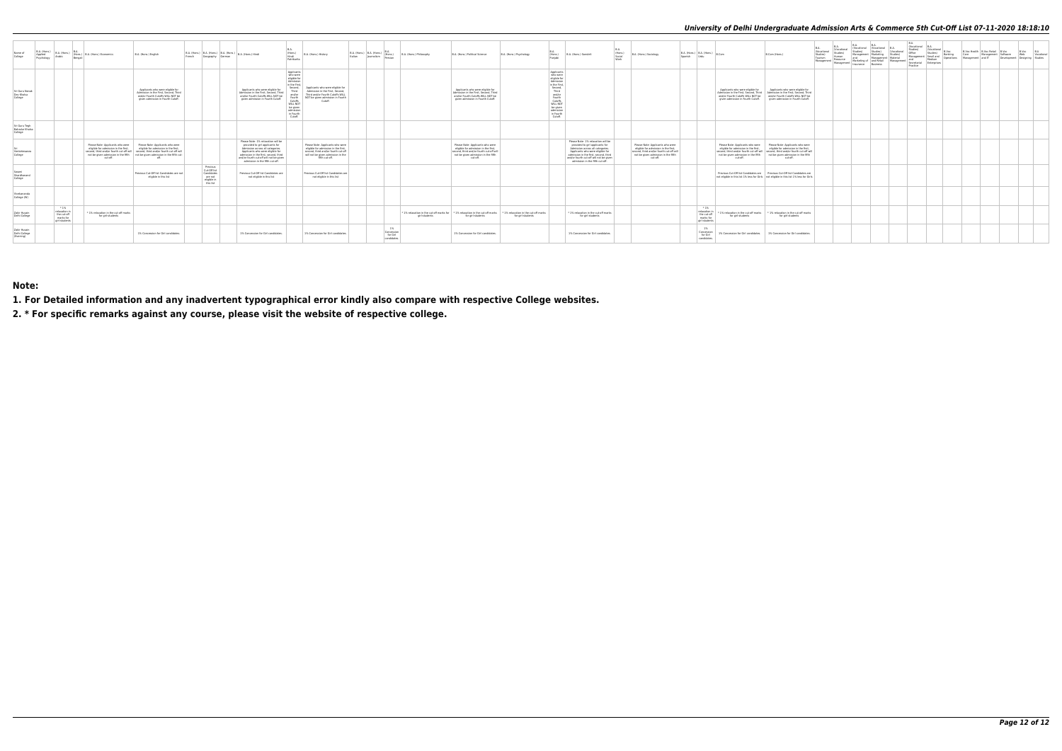| Name of College | B.A. (Hons.) Applied Psychology | B.A. (Hons.) Arabic | B.A. (Hons.) Bengali | B.A. (Hons.) Economics | B.A. (Hons.) English | B.A. (Hons.) French | B.A. (Hons.) Geography | B.A. (Hons.) German | B.A. (Hons.) Hindi | B.A. (Hons.) Hindi Patrikarita | B.A. (Hons.) History | B.A. (Hons.) Italian | B.A. (Hons.) Journalism | B.A. (Hons.) Persian | B.A. (Hons.) Philosophy | B.A. (Hons.) Political Science | B.A. (Hons.) Psychology | B.A. (Hons.) Punjabi | B.A. (Hons.) Sanskrit | B.A. (Hons.) Social Work | B.A. (Hons.) Sociology | B.A. (Hons.) Spanish | B.A. (Hons.) Urdu | B.Com | B.Com (Hons.) | B.A. (Vocational Studies) Tourism Management | B.A. (Vocational Studies) Human Resource Management | B.A. (Vocational Studies) Management and Marketing of Insurance | B.A. (Vocational Studies) Marketing Management and Retail Business | B.A. (Vocational Studies) Material Management | B.A. (Vocational Studies) Office Management and Secretarial Practice | B.A. (Vocational Studies) Small and Medium Enterprises | B.Voc Banking Operations | B.Voc Health Care Management | B.Voc Retail Management and IT | B.Voc Software Development | B.Voc Web Designing | B.A. Vocational Studies |
|---|---|---|---|---|---|---|---|---|---|---|---|---|---|---|---|---|---|---|---|---|---|---|---|---|---|---|---|---|---|---|---|---|---|---|---|---|---|---|
| Sri Guru Nanak Dev Khalsa College | | | | | Applicants who were eligible for Admission in the First, Second, Third and/or Fourth Cutoffs WILL NOT be given admission in Fourth Cutoff. | | | | Applicants who were eligible for Admission in the First, Second, Third and/or Fourth Cutoffs WILL NOT be given admission in Fourth Cutoff. | Applicants who were eligible for Admission in the First, Second, Third and/or Fourth Cutoffs WILL NOT be given admission in Fourth Cutoff. | Applicants who were eligible for Admission in the First, Second, Third and/or Fourth Cutoffs WILL NOT be given admission in Fourth Cutoff. | | | | | Applicants who were eligible for Admission in the First, Second, Third and/or Fourth Cutoffs WILL NOT be given admission in Fourth Cutoff. | | Applicants who were eligible for Admission in the First, Second, Third and/or Fourth Cutoffs WILL NOT be given admission in Fourth Cutoff. | | | | | | Applicants who were eligible for Admission in the First, Second, Third and/or Fourth Cutoffs WILL NOT be given admission in Fourth Cutoff. | Applicants who were eligible for Admission in the First, Second, Third and/or Fourth Cutoffs WILL NOT be given admission in Fourth Cutoff. | | | | | | | | | | | | | |
| Sri Guru Tegh Bahadur Khalsa College | | | | | | | | | | | | | | | | | | | | | | | | | | | | | | | | | | | | | | |
| Sri Venkateswara College | | | | Please Note: Applicants who were eligible for admission in the first, second, third and/or fourth cut-off will not be given admission in the fifth cut-off. | Please Note: Applicants who were eligible for admission in the first, second, third and/or fourth cut-off will not be given admission in the fifth cut-off. | | | | Please Note: 1% relaxation will be provided to girl applicants for Admission across all categories. Applicants who were eligible for admission in the first, second, third and/or fourth cut-off will not be given admission in the fifth cut-off. | | Please Note: Applicants who were eligible for admission in the first, second, third and/or fourth cut-off will not be given admission in the fifth cut-off. | | | | | Please Note: Applicants who were eligible for admission in the first, second, third and/or fourth cut-off will not be given admission in the fifth cut-off. | | | Please Note: 1% relaxation will be provided to girl applicants for Admission across all categories. Applicants who were eligible for admission in the first, second, third and/or fourth cut-off will not be given admission in the fifth cut-off. | | Please Note: Applicants who were eligible for admission in the first, second, third and/or fourth cut-off will not be given admission in the fifth cut-off. | | | Please Note: Applicants who were eligible for admission in the first, second, third and/or fourth cut-off will not be given admission in the fifth cut-off. | Please Note: Applicants who were eligible for admission in the first, second, third and/or fourth cut-off will not be given admission in the fifth cut-off. | | | | | | | | | | | | | |
| Swami Shardhanand College | | | | | Previous Cut-Off list Candidates are not eligible in this list | | Previous Cut-Off list Candidates are not eligible in this list | | Previous Cut-Off list Candidates are not eligible in this list | | Previous Cut-Off list Candidates are not eligible in this list | | | | | | | | | | | | | Previous Cut-Off list Candidates are not eligible in this list 1% less for Girls | Previous Cut-Off list Candidates are not eligible in this list 1% less for Girls | | | | | | | | | | | | | |
| Vivekananda College (W) | | | | | | | | | | | | | | | | | | | | | | | | | | | | | | | | | | | | | | |
| Zakir Husain Delhi College | | * 1% relaxation in the cut-off marks for girl students | | * 1% relaxation in the cut-off marks for girl students | | | | | | | | | | | * 1% relaxation in the cut-off marks for girl students | * 1% relaxation in the cut-off marks for girl students | * 1% relaxation in the cut-off marks for girl students | | * 1% relaxation in the cut-off marks for girl students | | | | * 1% relaxation in the cut-off marks for girl students | * 1% relaxation in the cut-off marks for girl students | * 1% relaxation in the cut-off marks for girl students | | | | | | | | | | | | | |
| Zakir Husain Delhi College (Evening) | | | | | 1% Concession for Girl candidates. | | | | 1% Concession for Girl candidates. | | 1% Concession for Girl candidates. | | | 1% Concession for Girl candidates. | | 1% Concession for Girl candidates. | | | 1% Concession for Girl candidates. | | | | 1% Concession for Girl candidates. | 1% Concession for Girl candidates. | 1% Concession for Girl candidates. | | | | | | | | | | | | | |

**Note:**

**1. For Detailed information and any inadvertent typographical error kindly also compare with respective College websites.**

**2. * For specific remarks against any course, please visit the website of respective college.**